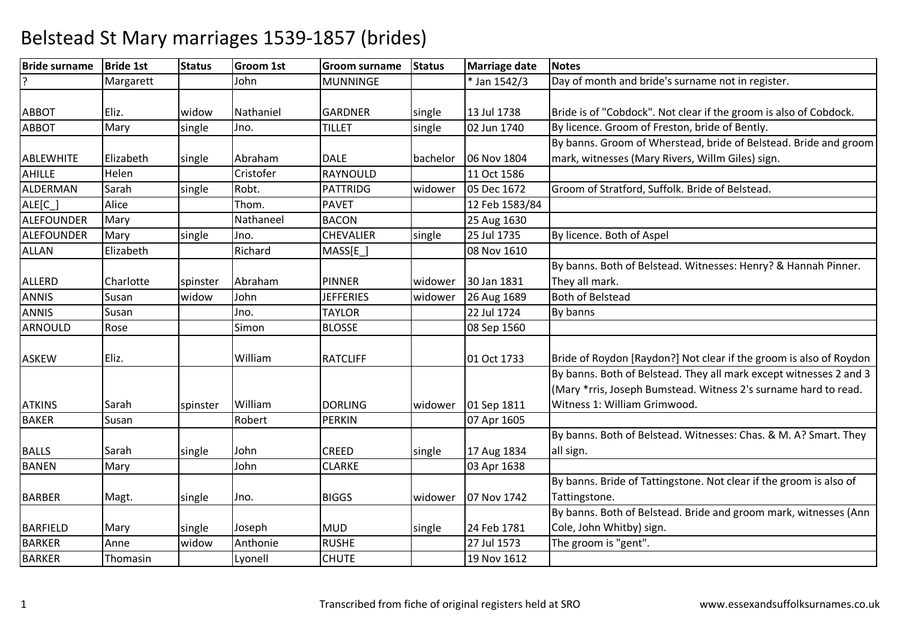# Belstead St Mary marriages 1539-1857 (brides)

| Bride surname | Bride 1st | Status | Groom 1st | Groom surname | Status | Marriage date | Notes |
|---|---|---|---|---|---|---|---|
| ? | Margarett | | John | MUNNINGE | | * Jan 1542/3 | Day of month and bride's surname not in register. |
| ABBOT | Eliz. | widow | Nathaniel | GARDNER | single | 13 Jul 1738 | Bride is of "Cobdock". Not clear if the groom is also of Cobdock. |
| ABBOT | Mary | single | Jno. | TILLET | single | 02 Jun 1740 | By licence. Groom of Freston, bride of Bently. |
| ABLEWHITE | Elizabeth | single | Abraham | DALE | bachelor | 06 Nov 1804 | By banns. Groom of Wherstead, bride of Belstead. Bride and groom mark, witnesses (Mary Rivers, Willm Giles) sign. |
| AHILLE | Helen | | Cristofer | RAYNOULD | | 11 Oct 1586 | |
| ALDERMAN | Sarah | single | Robt. | PATTRIDG | widower | 05 Dec 1672 | Groom of Stratford, Suffolk. Bride of Belstead. |
| ALE[C_] | Alice | | Thom. | PAVET | | 12 Feb 1583/84 | |
| ALEFOUNDER | Mary | | Nathaneel | BACON | | 25 Aug 1630 | |
| ALEFOUNDER | Mary | single | Jno. | CHEVALIER | single | 25 Jul 1735 | By licence. Both of Aspel |
| ALLAN | Elizabeth | | Richard | MASS[E_] | | 08 Nov 1610 | |
| ALLERD | Charlotte | spinster | Abraham | PINNER | widower | 30 Jan 1831 | By banns. Both of Belstead. Witnesses: Henry? & Hannah Pinner. They all mark. |
| ANNIS | Susan | widow | John | JEFFERIES | widower | 26 Aug 1689 | Both of Belstead |
| ANNIS | Susan | | Jno. | TAYLOR | | 22 Jul 1724 | By banns |
| ARNOULD | Rose | | Simon | BLOSSE | | 08 Sep 1560 | |
| ASKEW | Eliz. | | William | RATCLIFF | | 01 Oct 1733 | Bride of Roydon [Raydon?] Not clear if the groom is also of Roydon |
| ATKINS | Sarah | spinster | William | DORLING | widower | 01 Sep 1811 | By banns. Both of Belstead. They all mark except witnesses 2 and 3 (Mary *rris, Joseph Bumstead. Witness 2's surname hard to read. Witness 1: William Grimwood. |
| BAKER | Susan | | Robert | PERKIN | | 07 Apr 1605 | |
| BALLS | Sarah | single | John | CREED | single | 17 Aug 1834 | By banns. Both of Belstead. Witnesses: Chas. & M. A? Smart. They all sign. |
| BANEN | Mary | | John | CLARKE | | 03 Apr 1638 | |
| BARBER | Magt. | single | Jno. | BIGGS | widower | 07 Nov 1742 | By banns. Bride of Tattingstone. Not clear if the groom is also of Tattingstone. |
| BARFIELD | Mary | single | Joseph | MUD | single | 24 Feb 1781 | By banns. Both of Belstead. Bride and groom mark, witnesses (Ann Cole, John Whitby) sign. |
| BARKER | Anne | widow | Anthonie | RUSHE | | 27 Jul 1573 | The groom is "gent". |
| BARKER | Thomasin | | Lyonell | CHUTE | | 19 Nov 1612 | |

Transcribed from fiche of original registers held at SRO | www.essexandsuffolksurnames.co.uk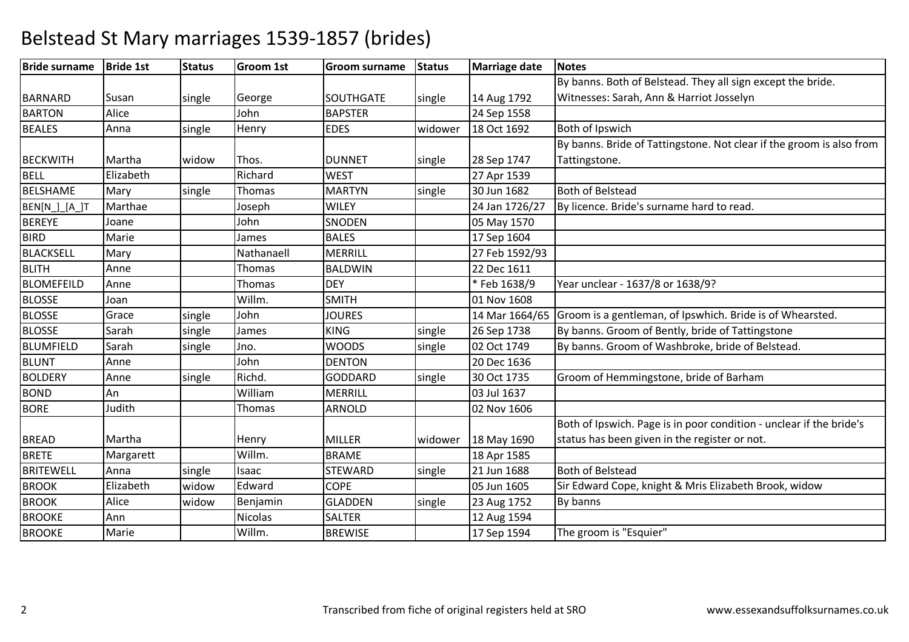# Belstead St Mary marriages 1539-1857 (brides)

| Bride surname | Bride 1st | Status | Groom 1st | Groom surname | Status | Marriage date | Notes |
|---|---|---|---|---|---|---|---|
| BARNARD | Susan | single | George | SOUTHGATE | single | 14 Aug 1792 | By banns. Both of Belstead. They all sign except the bride. Witnesses: Sarah, Ann & Harriot Josselyn |
| BARTON | Alice | | John | BAPSTER | | 24 Sep 1558 | |
| BEALES | Anna | single | Henry | EDES | widower | 18 Oct 1692 | Both of Ipswich |
| BECKWITH | Martha | widow | Thos. | DUNNET | single | 28 Sep 1747 | By banns. Bride of Tattingstone. Not clear if the groom is also from Tattingstone. |
| BELL | Elizabeth | | Richard | WEST | | 27 Apr 1539 | |
| BELSHAME | Mary | single | Thomas | MARTYN | single | 30 Jun 1682 | Both of Belstead |
| BEN[N_]_[A_]T | Marthae | | Joseph | WILEY | | 24 Jan 1726/27 | By licence. Bride's surname hard to read. |
| BEREYE | Joane | | John | SNODEN | | 05 May 1570 | |
| BIRD | Marie | | James | BALES | | 17 Sep 1604 | |
| BLACKSELL | Mary | | Nathanaell | MERRILL | | 27 Feb 1592/93 | |
| BLITH | Anne | | Thomas | BALDWIN | | 22 Dec 1611 | |
| BLOMEFEILD | Anne | | Thomas | DEY | | * Feb 1638/9 | Year unclear - 1637/8 or 1638/9? |
| BLOSSE | Joan | | Willm. | SMITH | | 01 Nov 1608 | |
| BLOSSE | Grace | single | John | JOURES | | 14 Mar 1664/65 | Groom is a gentleman, of Ipswhich. Bride is of Whearsted. |
| BLOSSE | Sarah | single | James | KING | single | 26 Sep 1738 | By banns. Groom of Bently, bride of Tattingstone |
| BLUMFIELD | Sarah | single | Jno. | WOODS | single | 02 Oct 1749 | By banns. Groom of Washbroke, bride of Belstead. |
| BLUNT | Anne | | John | DENTON | | 20 Dec 1636 | |
| BOLDERY | Anne | single | Richd. | GODDARD | single | 30 Oct 1735 | Groom of Hemmingstone, bride of Barham |
| BOND | An | | William | MERRILL | | 03 Jul 1637 | |
| BORE | Judith | | Thomas | ARNOLD | | 02 Nov 1606 | |
| BREAD | Martha | | Henry | MILLER | widower | 18 May 1690 | Both of Ipswich. Page is in poor condition - unclear if the bride's status has been given in the register or not. |
| BRETE | Margarett | | Willm. | BRAME | | 18 Apr 1585 | |
| BRITEWELL | Anna | single | Isaac | STEWARD | single | 21 Jun 1688 | Both of Belstead |
| BROOK | Elizabeth | widow | Edward | COPE | | 05 Jun 1605 | Sir Edward Cope, knight & Mris Elizabeth Brook, widow |
| BROOK | Alice | widow | Benjamin | GLADDEN | single | 23 Aug 1752 | By banns |
| BROOKE | Ann | | Nicolas | SALTER | | 12 Aug 1594 | |
| BROOKE | Marie | | Willm. | BREWISE | | 17 Sep 1594 | The groom is "Esquier" |

Transcribed from fiche of original registers held at SRO

www.essexandsuffolksurnames.co.uk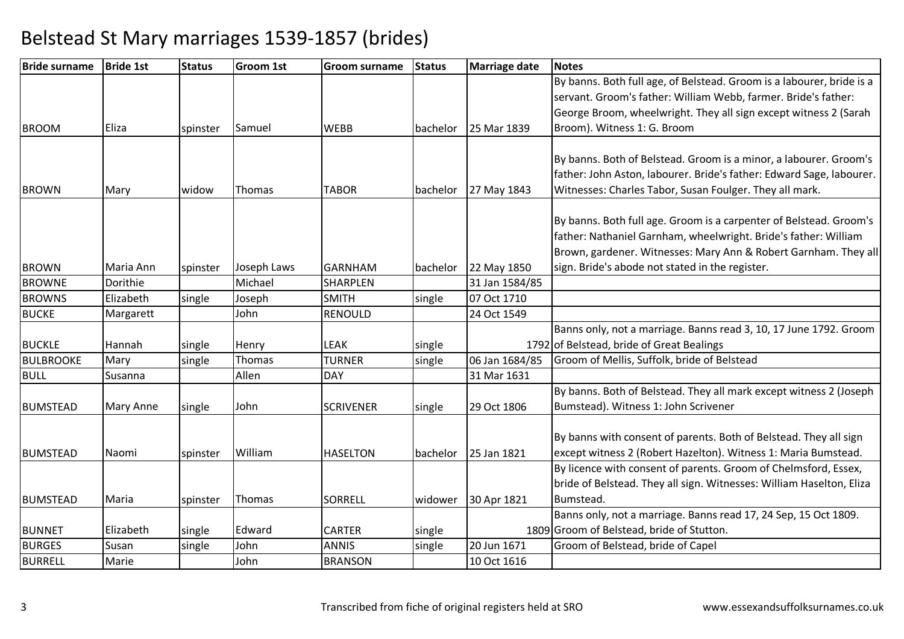# Belstead St Mary marriages 1539-1857 (brides)

| Bride surname | Bride 1st | Status | Groom 1st | Groom surname | Status | Marriage date | Notes |
|---|---|---|---|---|---|---|---|
| BROOM | Eliza | spinster | Samuel | WEBB | bachelor | 25 Mar 1839 | By banns. Both full age, of Belstead. Groom is a labourer, bride is a servant. Groom's father: William Webb, farmer. Bride's father: George Broom, wheelwright. They all sign except witness 2 (Sarah Broom). Witness 1: G. Broom |
| BROWN | Mary | widow | Thomas | TABOR | bachelor | 27 May 1843 | By banns. Both of Belstead. Groom is a minor, a labourer. Groom's father: John Aston, labourer. Bride's father: Edward Sage, labourer. Witnesses: Charles Tabor, Susan Foulger. They all mark. |
| BROWN | Maria Ann | spinster | Joseph Laws | GARNHAM | bachelor | 22 May 1850 | By banns. Both full age. Groom is a carpenter of Belstead. Groom's father: Nathaniel Garnham, wheelwright. Bride's father: William Brown, gardener. Witnesses: Mary Ann & Robert Garnham. They all sign. Bride's abode not stated in the register. |
| BROWNE | Dorithie | | Michael | SHARPLEN | | 31 Jan 1584/85 | |
| BROWNS | Elizabeth | single | Joseph | SMITH | single | 07 Oct 1710 | |
| BUCKE | Margarett | | John | RENOULD | | 24 Oct 1549 | |
| BUCKLE | Hannah | single | Henry | LEAK | single | 1792 | Banns only, not a marriage. Banns read 3, 10, 17 June 1792. Groom of Belstead, bride of Great Bealings |
| BULBROOKE | Mary | single | Thomas | TURNER | single | 06 Jan 1684/85 | Groom of Mellis, Suffolk, bride of Belstead |
| BULL | Susanna | | Allen | DAY | | 31 Mar 1631 | |
| BUMSTEAD | Mary Anne | single | John | SCRIVENER | single | 29 Oct 1806 | By banns. Both of Belstead. They all mark except witness 2 (Joseph Bumstead). Witness 1: John Scrivener |
| BUMSTEAD | Naomi | spinster | William | HASELTON | bachelor | 25 Jan 1821 | By banns with consent of parents. Both of Belstead. They all sign except witness 2 (Robert Hazelton). Witness 1: Maria Bumstead. |
| BUMSTEAD | Maria | spinster | Thomas | SORRELL | widower | 30 Apr 1821 | By licence with consent of parents. Groom of Chelmsford, Essex, bride of Belstead. They all sign. Witnesses: William Haselton, Eliza Bumstead. |
| BUNNET | Elizabeth | single | Edward | CARTER | single | 1809 | Banns only, not a marriage. Banns read 17, 24 Sep, 15 Oct 1809. Groom of Belstead, bride of Stutton. |
| BURGES | Susan | single | John | ANNIS | single | 20 Jun 1671 | Groom of Belstead, bride of Capel |
| BURRELL | Marie | | John | BRANSON | | 10 Oct 1616 | |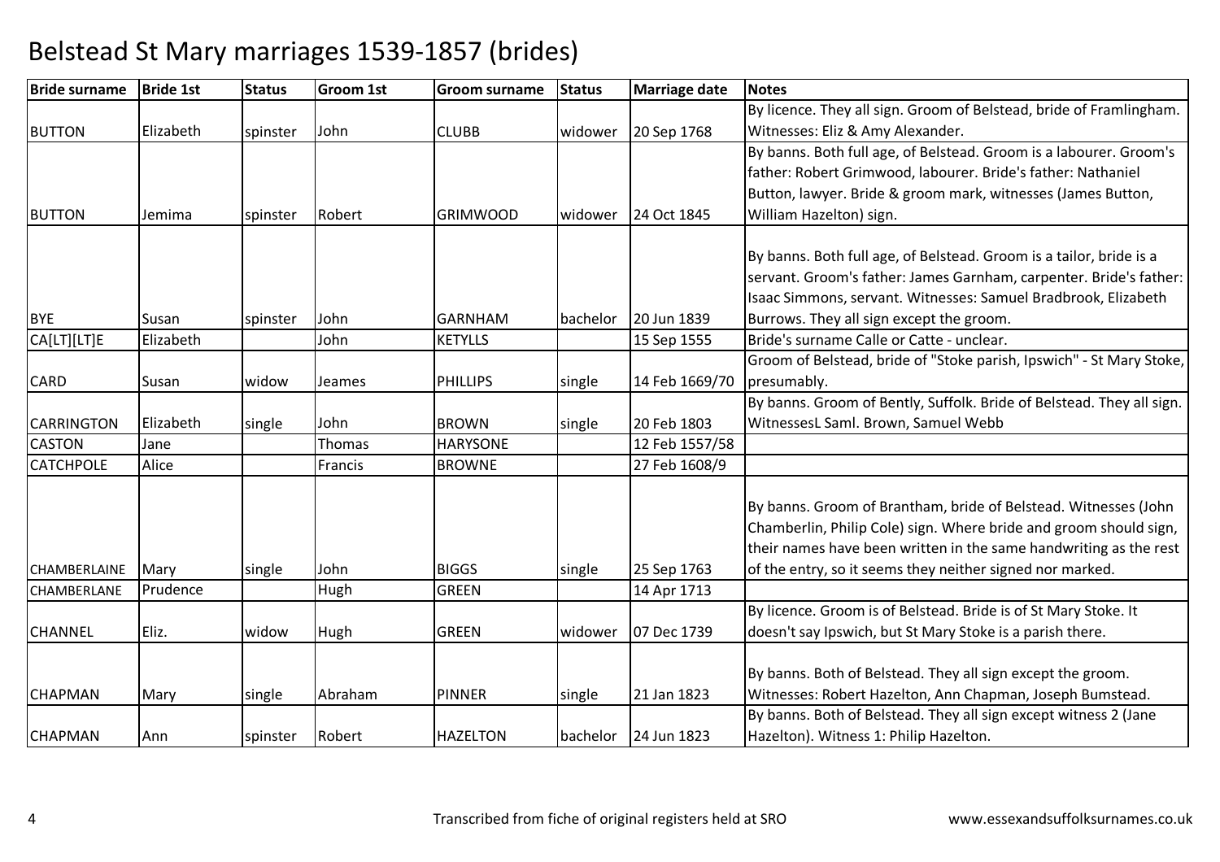# Belstead St Mary marriages 1539-1857 (brides)

| Bride surname | Bride 1st | Status | Groom 1st | Groom surname | Status | Marriage date | Notes |
|---|---|---|---|---|---|---|---|
| BUTTON | Elizabeth | spinster | John | CLUBB | widower | 20 Sep 1768 | By licence. They all sign. Groom of Belstead, bride of Framlingham. Witnesses: Eliz & Amy Alexander. |
| BUTTON | Jemima | spinster | Robert | GRIMWOOD | widower | 24 Oct 1845 | By banns. Both full age, of Belstead. Groom is a labourer. Groom's father: Robert Grimwood, labourer. Bride's father: Nathaniel Button, lawyer. Bride & groom mark, witnesses (James Button, William Hazelton) sign. |
| BYE | Susan | spinster | John | GARNHAM | bachelor | 20 Jun 1839 | By banns. Both full age, of Belstead. Groom is a tailor, bride is a servant. Groom's father: James Garnham, carpenter. Bride's father: Isaac Simmons, servant. Witnesses: Samuel Bradbrook, Elizabeth Burrows. They all sign except the groom. |
| CA[LT][LT]E | Elizabeth | | John | KETYLLS | | 15 Sep 1555 | Bride's surname Calle or Catte - unclear. |
| CARD | Susan | widow | Jeames | PHILLIPS | single | 14 Feb 1669/70 | Groom of Belstead, bride of "Stoke parish, Ipswich" - St Mary Stoke, presumably. |
| CARRINGTON | Elizabeth | single | John | BROWN | single | 20 Feb 1803 | By banns. Groom of Bently, Suffolk. Bride of Belstead. They all sign. WitnessesL Saml. Brown, Samuel Webb |
| CASTON | Jane | | Thomas | HARYSONE | | 12 Feb 1557/58 | |
| CATCHPOLE | Alice | | Francis | BROWNE | | 27 Feb 1608/9 | |
| CHAMBERLAINE | Mary | single | John | BIGGS | single | 25 Sep 1763 | By banns. Groom of Brantham, bride of Belstead. Witnesses (John Chamberlin, Philip Cole) sign. Where bride and groom should sign, their names have been written in the same handwriting as the rest of the entry, so it seems they neither signed nor marked. |
| CHAMBERLANE | Prudence | | Hugh | GREEN | | 14 Apr 1713 | |
| CHANNEL | Eliz. | widow | Hugh | GREEN | widower | 07 Dec 1739 | By licence. Groom is of Belstead. Bride is of St Mary Stoke. It doesn't say Ipswich, but St Mary Stoke is a parish there. |
| CHAPMAN | Mary | single | Abraham | PINNER | single | 21 Jan 1823 | By banns. Both of Belstead. They all sign except the groom. Witnesses: Robert Hazelton, Ann Chapman, Joseph Bumstead. |
| CHAPMAN | Ann | spinster | Robert | HAZELTON | bachelor | 24 Jun 1823 | By banns. Both of Belstead. They all sign except witness 2 (Jane Hazelton). Witness 1: Philip Hazelton. |

Transcribed from fiche of original registers held at SRO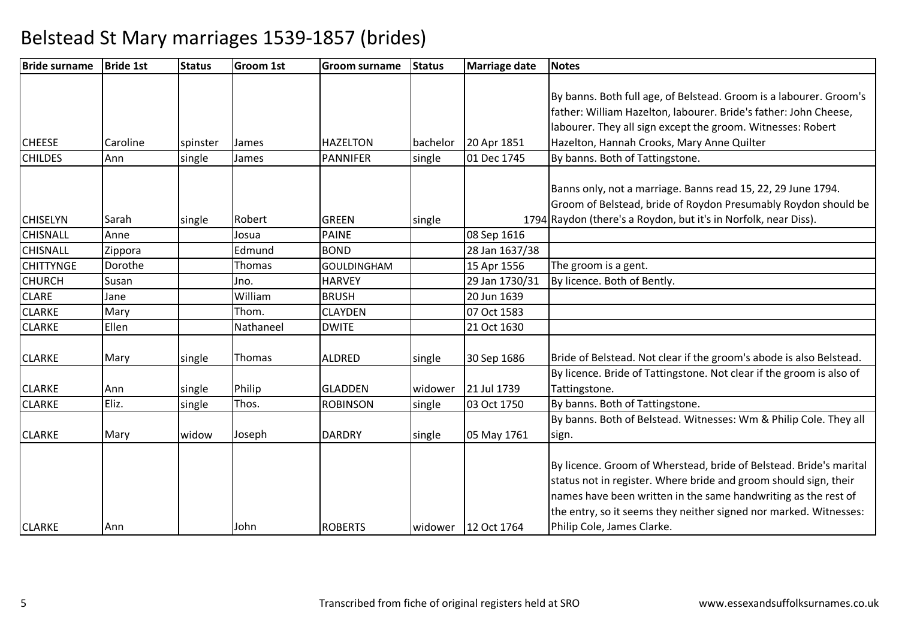# Belstead St Mary marriages 1539-1857 (brides)

| Bride surname | Bride 1st | Status | Groom 1st | Groom surname | Status | Marriage date | Notes |
|---|---|---|---|---|---|---|---|
| CHEESE | Caroline | spinster | James | HAZELTON | bachelor | 20 Apr 1851 | By banns. Both full age, of Belstead. Groom is a labourer. Groom's father: William Hazelton, labourer. Bride's father: John Cheese, labourer. They all sign except the groom. Witnesses: Robert Hazelton, Hannah Crooks, Mary Anne Quilter |
| CHILDES | Ann | single | James | PANNIFER | single | 01 Dec 1745 | By banns. Both of Tattingstone. |
| CHISELYN | Sarah | single | Robert | GREEN | single | 1794 | Banns only, not a marriage. Banns read 15, 22, 29 June 1794. Groom of Belstead, bride of Roydon Presumably Roydon should be Raydon (there's a Roydon, but it's in Norfolk, near Diss). |
| CHISNALL | Anne | | Josua | PAINE | | 08 Sep 1616 | |
| CHISNALL | Zippora | | Edmund | BOND | | 28 Jan 1637/38 | |
| CHITTYNGE | Dorothe | | Thomas | GOULDINGHAM | | 15 Apr 1556 | The groom is a gent. |
| CHURCH | Susan | | Jno. | HARVEY | | 29 Jan 1730/31 | By licence. Both of Bently. |
| CLARE | Jane | | William | BRUSH | | 20 Jun 1639 | |
| CLARKE | Mary | | Thom. | CLAYDEN | | 07 Oct 1583 | |
| CLARKE | Ellen | | Nathaneel | DWITE | | 21 Oct 1630 | |
| CLARKE | Mary | single | Thomas | ALDRED | single | 30 Sep 1686 | Bride of Belstead. Not clear if the groom's abode is also Belstead. |
| CLARKE | Ann | single | Philip | GLADDEN | widower | 21 Jul 1739 | By licence. Bride of Tattingstone. Not clear if the groom is also of Tattingstone. |
| CLARKE | Eliz. | single | Thos. | ROBINSON | single | 03 Oct 1750 | By banns. Both of Tattingstone. |
| CLARKE | Mary | widow | Joseph | DARDRY | single | 05 May 1761 | By banns. Both of Belstead. Witnesses: Wm & Philip Cole. They all sign. |
| CLARKE | Ann | | John | ROBERTS | widower | 12 Oct 1764 | By licence. Groom of Wherstead, bride of Belstead. Bride's marital status not in register. Where bride and groom should sign, their names have been written in the same handwriting as the rest of the entry, so it seems they neither signed nor marked. Witnesses: Philip Cole, James Clarke. |

Transcribed from fiche of original registers held at SRO

www.essexandsuffolksurnames.co.uk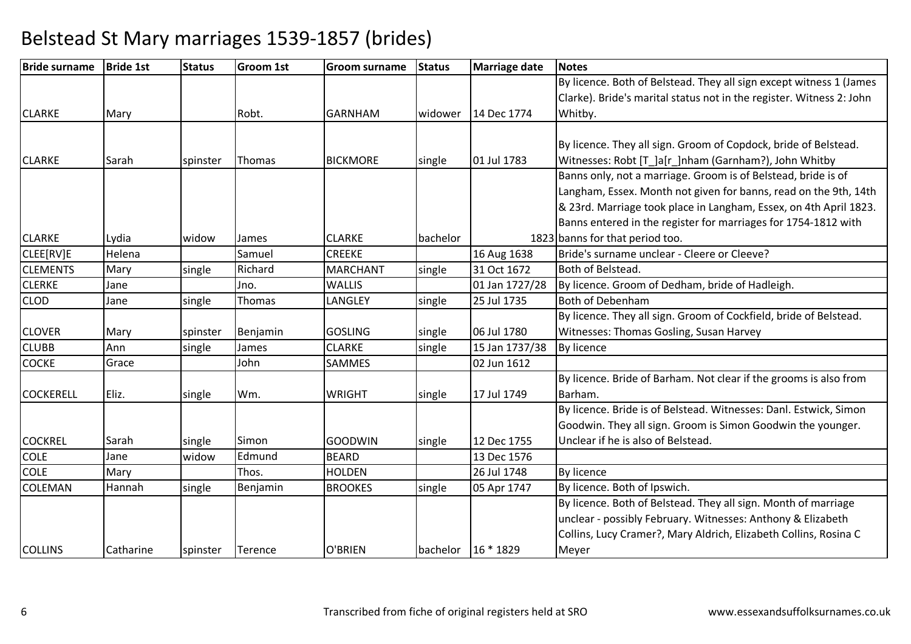# Belstead St Mary marriages 1539-1857 (brides)

| Bride surname | Bride 1st | Status | Groom 1st | Groom surname | Status | Marriage date | Notes |
|---|---|---|---|---|---|---|---|
| CLARKE | Mary | | Robt. | GARNHAM | widower | 14 Dec 1774 | By licence. Both of Belstead. They all sign except witness 1 (James Clarke). Bride's marital status not in the register. Witness 2: John Whitby. |
| CLARKE | Sarah | spinster | Thomas | BICKMORE | single | 01 Jul 1783 | By licence. They all sign. Groom of Copdock, bride of Belstead. Witnesses: Robt [T_]a[r_]nham (Garnham?), John Whitby |
| CLARKE | Lydia | widow | James | CLARKE | bachelor | 1823 | Banns only, not a marriage. Groom is of Belstead, bride is of Langham, Essex. Month not given for banns, read on the 9th, 14th & 23rd. Marriage took place in Langham, Essex, on 4th April 1823. Banns entered in the register for marriages for 1754-1812 with banns for that period too. |
| CLEE[RV]E | Helena | | Samuel | CREEKE | | 16 Aug 1638 | Bride's surname unclear - Cleere or Cleeve? |
| CLEMENTS | Mary | single | Richard | MARCHANT | single | 31 Oct 1672 | Both of Belstead. |
| CLERKE | Jane | | Jno. | WALLIS | | 01 Jan 1727/28 | By licence. Groom of Dedham, bride of Hadleigh. |
| CLOD | Jane | single | Thomas | LANGLEY | single | 25 Jul 1735 | Both of Debenham |
| CLOVER | Mary | spinster | Benjamin | GOSLING | single | 06 Jul 1780 | By licence. They all sign. Groom of Cockfield, bride of Belstead. Witnesses: Thomas Gosling, Susan Harvey |
| CLUBB | Ann | single | James | CLARKE | single | 15 Jan 1737/38 | By licence |
| COCKE | Grace | | John | SAMMES | | 02 Jun 1612 | |
| COCKERELL | Eliz. | single | Wm. | WRIGHT | single | 17 Jul 1749 | By licence. Bride of Barham. Not clear if the grooms is also from Barham. |
| COCKREL | Sarah | single | Simon | GOODWIN | single | 12 Dec 1755 | By licence. Bride is of Belstead. Witnesses: Danl. Estwick, Simon Goodwin. They all sign. Groom is Simon Goodwin the younger. Unclear if he is also of Belstead. |
| COLE | Jane | widow | Edmund | BEARD | | 13 Dec 1576 | |
| COLE | Mary | | Thos. | HOLDEN | | 26 Jul 1748 | By licence |
| COLEMAN | Hannah | single | Benjamin | BROOKES | single | 05 Apr 1747 | By licence. Both of Ipswich. |
| COLLINS | Catharine | spinster | Terence | O'BRIEN | bachelor | 16 * 1829 | By licence. Both of Belstead. They all sign. Month of marriage unclear - possibly February. Witnesses: Anthony & Elizabeth Collins, Lucy Cramer?, Mary Aldrich, Elizabeth Collins, Rosina C Meyer |

Transcribed from fiche of original registers held at SRO www.essexandsuffolksurnames.co.uk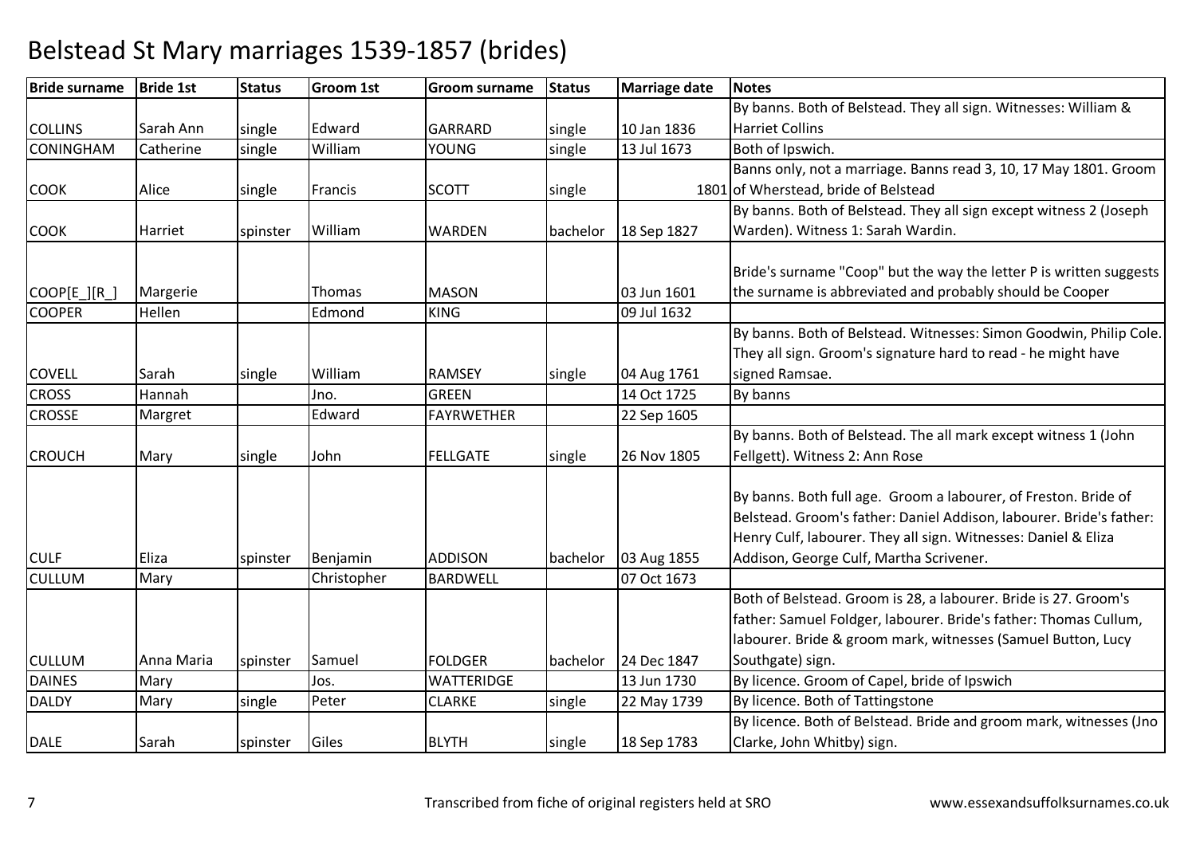# Belstead St Mary marriages 1539-1857 (brides)

| Bride surname | Bride 1st | Status | Groom 1st | Groom surname | Status | Marriage date | Notes |
|---|---|---|---|---|---|---|---|
| COLLINS | Sarah Ann | single | Edward | GARRARD | single | 10 Jan 1836 | By banns. Both of Belstead. They all sign. Witnesses: William & Harriet Collins |
| CONINGHAM | Catherine | single | William | YOUNG | single | 13 Jul 1673 | Both of Ipswich. |
| COOK | Alice | single | Francis | SCOTT | single | 1801 | Banns only, not a marriage. Banns read 3, 10, 17 May 1801. Groom of Wherstead, bride of Belstead |
| COOK | Harriet | spinster | William | WARDEN | bachelor | 18 Sep 1827 | By banns. Both of Belstead. They all sign except witness 2 (Joseph Warden). Witness 1: Sarah Wardin. |
| COOP[E_][R_] | Margerie | | Thomas | MASON | | 03 Jun 1601 | Bride's surname "Coop" but the way the letter P is written suggests the surname is abbreviated and probably should be Cooper |
| COOPER | Hellen | | Edmond | KING | | 09 Jul 1632 | |
| COVELL | Sarah | single | William | RAMSEY | single | 04 Aug 1761 | By banns. Both of Belstead. Witnesses: Simon Goodwin, Philip Cole. They all sign. Groom's signature hard to read - he might have signed Ramsae. |
| CROSS | Hannah | | Jno. | GREEN | | 14 Oct 1725 | By banns |
| CROSSE | Margret | | Edward | FAYRWETHER | | 22 Sep 1605 | |
| CROUCH | Mary | single | John | FELLGATE | single | 26 Nov 1805 | By banns. Both of Belstead. The all mark except witness 1 (John Fellgett). Witness 2: Ann Rose |
| CULF | Eliza | spinster | Benjamin | ADDISON | bachelor | 03 Aug 1855 | By banns. Both full age. Groom a labourer, of Freston. Bride of Belstead. Groom's father: Daniel Addison, labourer. Bride's father: Henry Culf, labourer. They all sign. Witnesses: Daniel & Eliza Addison, George Culf, Martha Scrivener. |
| CULLUM | Mary | | Christopher | BARDWELL | | 07 Oct 1673 | |
| CULLUM | Anna Maria | spinster | Samuel | FOLDGER | bachelor | 24 Dec 1847 | Both of Belstead. Groom is 28, a labourer. Bride is 27. Groom's father: Samuel Foldger, labourer. Bride's father: Thomas Cullum, labourer. Bride & groom mark, witnesses (Samuel Button, Lucy Southgate) sign. |
| DAINES | Mary | | Jos. | WATTERIDGE | | 13 Jun 1730 | By licence. Groom of Capel, bride of Ipswich |
| DALDY | Mary | single | Peter | CLARKE | single | 22 May 1739 | By licence. Both of Tattingstone |
| DALE | Sarah | spinster | Giles | BLYTH | single | 18 Sep 1783 | By licence. Both of Belstead. Bride and groom mark, witnesses (Jno Clarke, John Whitby) sign. |

Transcribed from fiche of original registers held at SRO

www.essexandsuffolksurnames.co.uk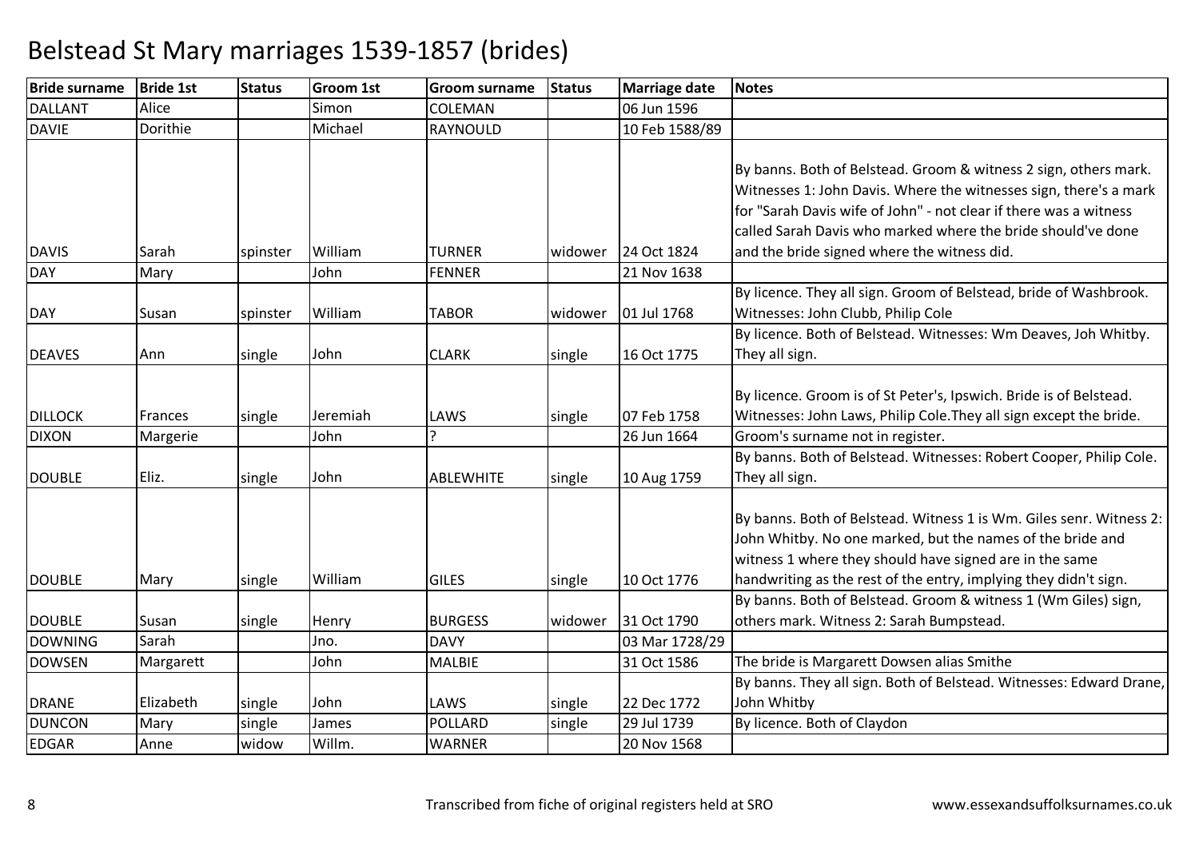# Belstead St Mary marriages 1539-1857 (brides)

| Bride surname | Bride 1st | Status | Groom 1st | Groom surname | Status | Marriage date | Notes |
|---|---|---|---|---|---|---|---|
| DALLANT | Alice | | Simon | COLEMAN | | 06 Jun 1596 | |
| DAVIE | Dorithie | | Michael | RAYNOULD | | 10 Feb 1588/89 | |
| DAVIS | Sarah | spinster | William | TURNER | widower | 24 Oct 1824 | By banns. Both of Belstead. Groom & witness 2 sign, others mark. Witnesses 1: John Davis. Where the witnesses sign, there's a mark for "Sarah Davis wife of John" - not clear if there was a witness called Sarah Davis who marked where the bride should've done and the bride signed where the witness did. |
| DAY | Mary | | John | FENNER | | 21 Nov 1638 | |
| DAY | Susan | spinster | William | TABOR | widower | 01 Jul 1768 | By licence. They all sign. Groom of Belstead, bride of Washbrook. Witnesses: John Clubb, Philip Cole |
| DEAVES | Ann | single | John | CLARK | single | 16 Oct 1775 | By licence. Both of Belstead. Witnesses: Wm Deaves, Joh Whitby. They all sign. |
| DILLOCK | Frances | single | Jeremiah | LAWS | single | 07 Feb 1758 | By licence. Groom is of St Peter's, Ipswich. Bride is of Belstead. Witnesses: John Laws, Philip Cole.They all sign except the bride. |
| DIXON | Margerie | | John | ? | | 26 Jun 1664 | Groom's surname not in register. |
| DOUBLE | Eliz. | single | John | ABLEWHITE | single | 10 Aug 1759 | By banns. Both of Belstead. Witnesses: Robert Cooper, Philip Cole. They all sign. |
| DOUBLE | Mary | single | William | GILES | single | 10 Oct 1776 | By banns. Both of Belstead. Witness 1 is Wm. Giles senr. Witness 2: John Whitby. No one marked, but the names of the bride and witness 1 where they should have signed are in the same handwriting as the rest of the entry, implying they didn't sign. |
| DOUBLE | Susan | single | Henry | BURGESS | widower | 31 Oct 1790 | By banns. Both of Belstead. Groom & witness 1 (Wm Giles) sign, others mark. Witness 2: Sarah Bumpstead. |
| DOWNING | Sarah | | Jno. | DAVY | | 03 Mar 1728/29 | |
| DOWSEN | Margarett | | John | MALBIE | | 31 Oct 1586 | The bride is Margarett Dowsen alias Smithe |
| DRANE | Elizabeth | single | John | LAWS | single | 22 Dec 1772 | By banns. They all sign. Both of Belstead. Witnesses: Edward Drane, John Whitby |
| DUNCON | Mary | single | James | POLLARD | single | 29 Jul 1739 | By licence. Both of Claydon |
| EDGAR | Anne | widow | Willm. | WARNER | | 20 Nov 1568 | |

Transcribed from fiche of original registers held at SRO

www.essexandsuffolksurnames.co.uk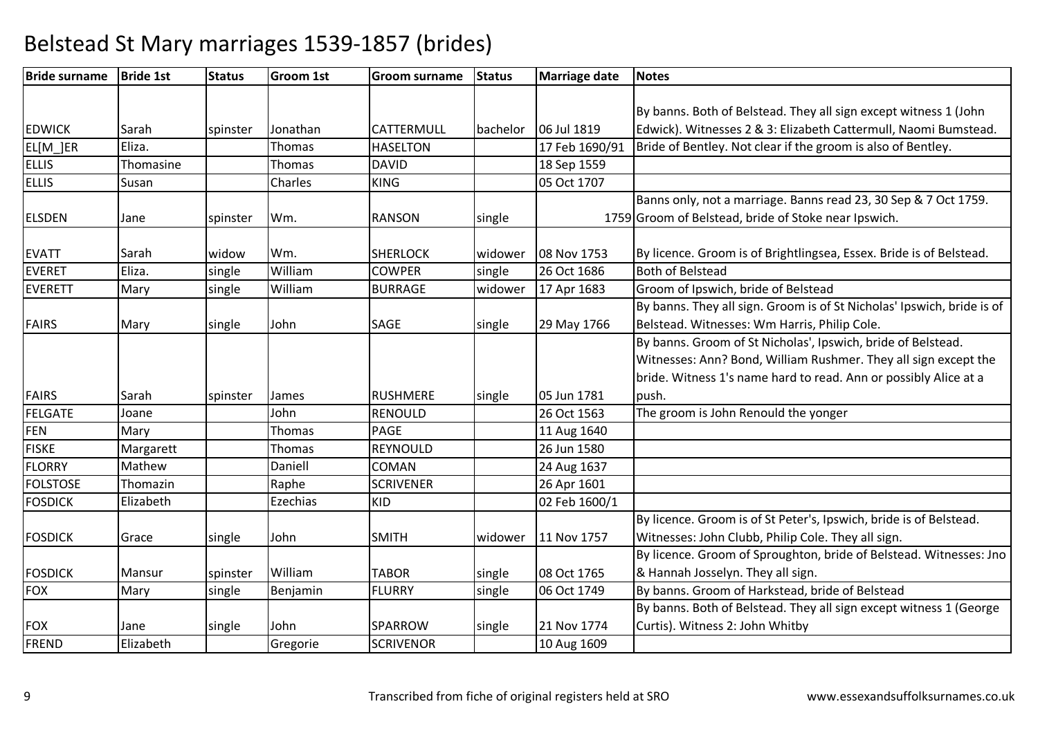# Belstead St Mary marriages 1539-1857 (brides)

| Bride surname | Bride 1st | Status | Groom 1st | Groom surname | Status | Marriage date | Notes |
|---|---|---|---|---|---|---|---|
| EDWICK | Sarah | spinster | Jonathan | CATTERMULL | bachelor | 06 Jul 1819 | By banns. Both of Belstead. They all sign except witness 1 (John Edwick). Witnesses 2 & 3: Elizabeth Cattermull, Naomi Bumstead. |
| EL[M_]ER | Eliza. | | Thomas | HASELTON | | 17 Feb 1690/91 | Bride of Bentley. Not clear if the groom is also of Bentley. |
| ELLIS | Thomasine | | Thomas | DAVID | | 18 Sep 1559 | |
| ELLIS | Susan | | Charles | KING | | 05 Oct 1707 | |
| ELSDEN | Jane | spinster | Wm. | RANSON | single | 1759 | Banns only, not a marriage. Banns read 23, 30 Sep & 7 Oct 1759. Groom of Belstead, bride of Stoke near Ipswich. |
| EVATT | Sarah | widow | Wm. | SHERLOCK | widower | 08 Nov 1753 | By licence. Groom is of Brightlingsea, Essex. Bride is of Belstead. |
| EVERET | Eliza. | single | William | COWPER | single | 26 Oct 1686 | Both of Belstead |
| EVERETT | Mary | single | William | BURRAGE | widower | 17 Apr 1683 | Groom of Ipswich, bride of Belstead |
| FAIRS | Mary | single | John | SAGE | single | 29 May 1766 | By banns. They all sign. Groom is of St Nicholas' Ipswich, bride is of Belstead. Witnesses: Wm Harris, Philip Cole. |
| FAIRS | Sarah | spinster | James | RUSHMERE | single | 05 Jun 1781 | By banns. Groom of St Nicholas', Ipswich, bride of Belstead. Witnesses: Ann? Bond, William Rushmer. They all sign except the bride. Witness 1's name hard to read. Ann or possibly Alice at a push. |
| FELGATE | Joane | | John | RENOULD | | 26 Oct 1563 | The groom is John Renould the yonger |
| FEN | Mary | | Thomas | PAGE | | 11 Aug 1640 | |
| FISKE | Margarett | | Thomas | REYNOULD | | 26 Jun 1580 | |
| FLORRY | Mathew | | Daniell | COMAN | | 24 Aug 1637 | |
| FOLSTOSE | Thomazin | | Raphe | SCRIVENER | | 26 Apr 1601 | |
| FOSDICK | Elizabeth | | Ezechias | KID | | 02 Feb 1600/1 | |
| FOSDICK | Grace | single | John | SMITH | widower | 11 Nov 1757 | By licence. Groom is of St Peter's, Ipswich, bride is of Belstead. Witnesses: John Clubb, Philip Cole. They all sign. |
| FOSDICK | Mansur | spinster | William | TABOR | single | 08 Oct 1765 | By licence. Groom of Sproughton, bride of Belstead. Witnesses: Jno & Hannah Josselyn. They all sign. |
| FOX | Mary | single | Benjamin | FLURRY | single | 06 Oct 1749 | By banns. Groom of Harkstead, bride of Belstead |
| FOX | Jane | single | John | SPARROW | single | 21 Nov 1774 | By banns. Both of Belstead. They all sign except witness 1 (George Curtis). Witness 2: John Whitby |
| FREND | Elizabeth | | Gregorie | SCRIVENOR | | 10 Aug 1609 | |

Transcribed from fiche of original registers held at SRO

www.essexandsuffolksurnames.co.uk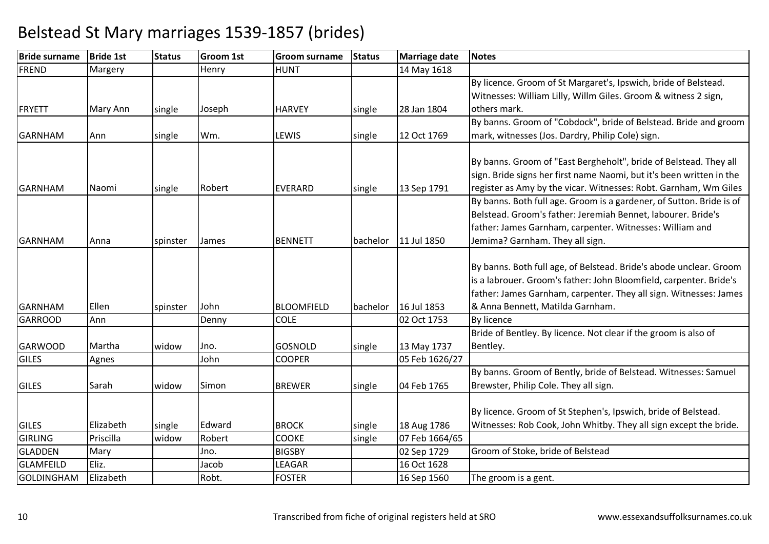# Belstead St Mary marriages 1539-1857 (brides)

| Bride surname | Bride 1st | Status | Groom 1st | Groom surname | Status | Marriage date | Notes |
|---|---|---|---|---|---|---|---|
| FREND | Margery | | Henry | HUNT | | 14 May 1618 | |
| FRYETT | Mary Ann | single | Joseph | HARVEY | single | 28 Jan 1804 | By licence. Groom of St Margaret's, Ipswich, bride of Belstead. Witnesses: William Lilly, Willm Giles. Groom & witness 2 sign, others mark. |
| GARNHAM | Ann | single | Wm. | LEWIS | single | 12 Oct 1769 | By banns. Groom of "Cobdock", bride of Belstead. Bride and groom mark, witnesses (Jos. Dardry, Philip Cole) sign. |
| GARNHAM | Naomi | single | Robert | EVERARD | single | 13 Sep 1791 | By banns. Groom of "East Bergheholt", bride of Belstead. They all sign. Bride signs her first name Naomi, but it's been written in the register as Amy by the vicar. Witnesses: Robt. Garnham, Wm Giles |
| GARNHAM | Anna | spinster | James | BENNETT | bachelor | 11 Jul 1850 | By banns. Both full age. Groom is a gardener, of Sutton. Bride is of Belstead. Groom's father: Jeremiah Bennet, labourer. Bride's father: James Garnham, carpenter. Witnesses: William and Jemima? Garnham. They all sign. |
| GARNHAM | Ellen | spinster | John | BLOOMFIELD | bachelor | 16 Jul 1853 | By banns. Both full age, of Belstead. Bride's abode unclear. Groom is a labrouer. Groom's father: John Bloomfield, carpenter. Bride's father: James Garnham, carpenter. They all sign. Witnesses: James & Anna Bennett, Matilda Garnham. |
| GARROOD | Ann | | Denny | COLE | | 02 Oct 1753 | By licence |
| GARWOOD | Martha | widow | Jno. | GOSNOLD | single | 13 May 1737 | Bride of Bentley. By licence. Not clear if the groom is also of Bentley. |
| GILES | Agnes | | John | COOPER | | 05 Feb 1626/27 | |
| GILES | Sarah | widow | Simon | BREWER | single | 04 Feb 1765 | By banns. Groom of Bently, bride of Belstead. Witnesses: Samuel Brewster, Philip Cole. They all sign. |
| GILES | Elizabeth | single | Edward | BROCK | single | 18 Aug 1786 | By licence. Groom of St Stephen's, Ipswich, bride of Belstead. Witnesses: Rob Cook, John Whitby. They all sign except the bride. |
| GIRLING | Priscilla | widow | Robert | COOKE | single | 07 Feb 1664/65 | |
| GLADDEN | Mary | | Jno. | BIGSBY | | 02 Sep 1729 | Groom of Stoke, bride of Belstead |
| GLAMFEILD | Eliz. | | Jacob | LEAGAR | | 16 Oct 1628 | |
| GOLDINGHAM | Elizabeth | | Robt. | FOSTER | | 16 Sep 1560 | The groom is a gent. |

Transcribed from fiche of original registers held at SRO

www.essexandsuffolksurnames.co.uk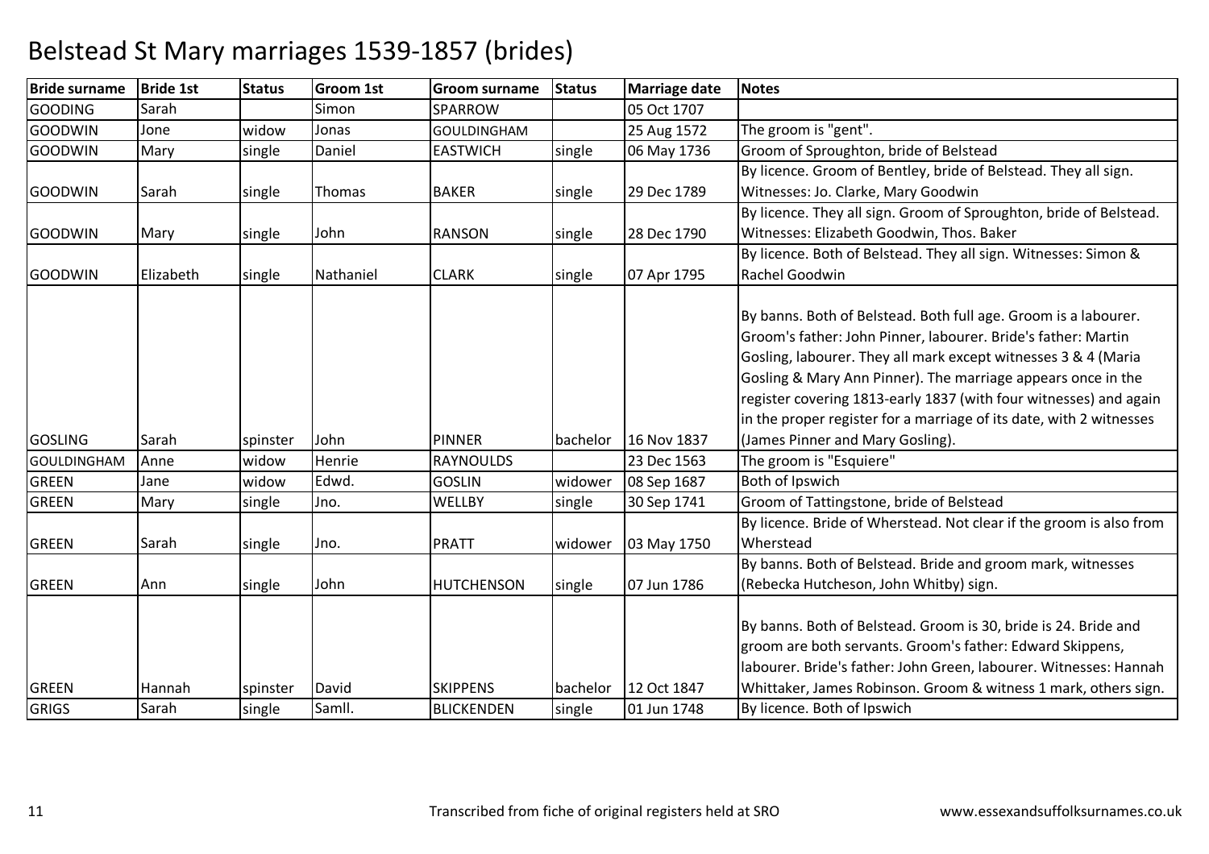# Belstead St Mary marriages 1539-1857 (brides)

| Bride surname | Bride 1st | Status | Groom 1st | Groom surname | Status | Marriage date | Notes |
|---|---|---|---|---|---|---|---|
| GOODING | Sarah | | Simon | SPARROW | | 05 Oct 1707 | |
| GOODWIN | Jone | widow | Jonas | GOULDINGHAM | | 25 Aug 1572 | The groom is "gent". |
| GOODWIN | Mary | single | Daniel | EASTWICH | single | 06 May 1736 | Groom of Sproughton, bride of Belstead |
| GOODWIN | Sarah | single | Thomas | BAKER | single | 29 Dec 1789 | By licence. Groom of Bentley, bride of Belstead. They all sign. Witnesses: Jo. Clarke, Mary Goodwin |
| GOODWIN | Mary | single | John | RANSON | single | 28 Dec 1790 | By licence. They all sign. Groom of Sproughton, bride of Belstead. Witnesses: Elizabeth Goodwin, Thos. Baker |
| GOODWIN | Elizabeth | single | Nathaniel | CLARK | single | 07 Apr 1795 | By licence. Both of Belstead. They all sign. Witnesses: Simon & Rachel Goodwin |
| GOSLING | Sarah | spinster | John | PINNER | bachelor | 16 Nov 1837 | By banns. Both of Belstead. Both full age. Groom is a labourer. Groom's father: John Pinner, labourer. Bride's father: Martin Gosling, labourer. They all mark except witnesses 3 & 4 (Maria Gosling & Mary Ann Pinner). The marriage appears once in the register covering 1813-early 1837 (with four witnesses) and again in the proper register for a marriage of its date, with 2 witnesses (James Pinner and Mary Gosling). |
| GOULDINGHAM | Anne | widow | Henrie | RAYNOULDS | | 23 Dec 1563 | The groom is "Esquiere" |
| GREEN | Jane | widow | Edwd. | GOSLIN | widower | 08 Sep 1687 | Both of Ipswich |
| GREEN | Mary | single | Jno. | WELLBY | single | 30 Sep 1741 | Groom of Tattingstone, bride of Belstead |
| GREEN | Sarah | single | Jno. | PRATT | widower | 03 May 1750 | By licence. Bride of Wherstead. Not clear if the groom is also from Wherstead |
| GREEN | Ann | single | John | HUTCHENSON | single | 07 Jun 1786 | By banns. Both of Belstead. Bride and groom mark, witnesses (Rebecka Hutcheson, John Whitby) sign. |
| GREEN | Hannah | spinster | David | SKIPPENS | bachelor | 12 Oct 1847 | By banns. Both of Belstead. Groom is 30, bride is 24. Bride and groom are both servants. Groom's father: Edward Skippens, labourer. Bride's father: John Green, labourer. Witnesses: Hannah Whittaker, James Robinson. Groom & witness 1 mark, others sign. |
| GRIGS | Sarah | single | Samll. | BLICKENDEN | single | 01 Jun 1748 | By licence. Both of Ipswich |

Transcribed from fiche of original registers held at SRO www.essexandsuffolksurnames.co.uk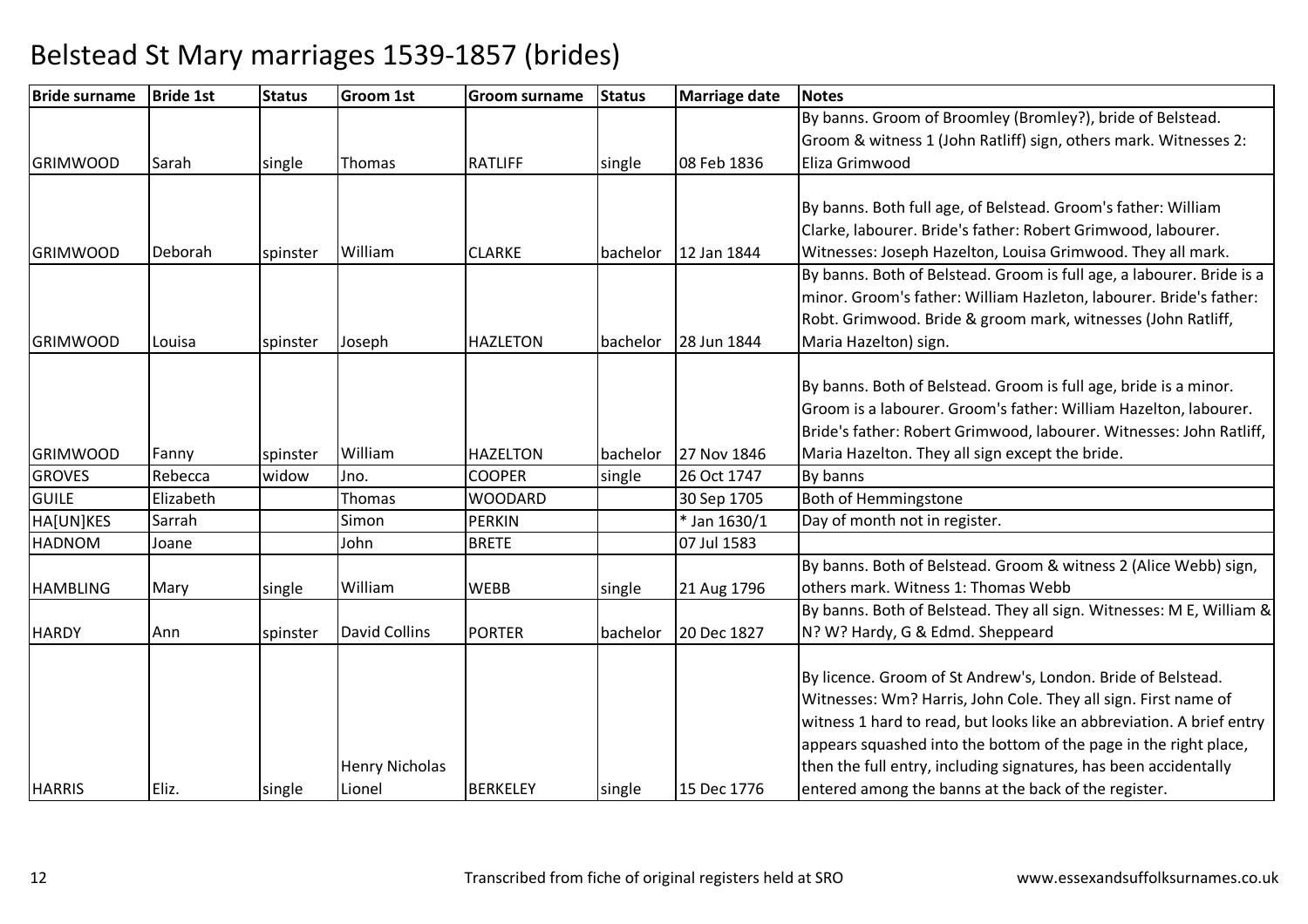# Belstead St Mary marriages 1539-1857 (brides)

| Bride surname | Bride 1st | Status | Groom 1st | Groom surname | Status | Marriage date | Notes |
|---|---|---|---|---|---|---|---|
| GRIMWOOD | Sarah | single | Thomas | RATLIFF | single | 08 Feb 1836 | By banns. Groom of Broomley (Bromley?), bride of Belstead. Groom & witness 1 (John Ratliff) sign, others mark. Witnesses 2: Eliza Grimwood |
| GRIMWOOD | Deborah | spinster | William | CLARKE | bachelor | 12 Jan 1844 | By banns. Both full age, of Belstead. Groom's father: William Clarke, labourer. Bride's father: Robert Grimwood, labourer. Witnesses: Joseph Hazelton, Louisa Grimwood. They all mark. |
| GRIMWOOD | Louisa | spinster | Joseph | HAZLETON | bachelor | 28 Jun 1844 | By banns. Both of Belstead. Groom is full age, a labourer. Bride is a minor. Groom's father: William Hazleton, labourer. Bride's father: Robt. Grimwood. Bride & groom mark, witnesses (John Ratliff, Maria Hazelton) sign. |
| GRIMWOOD | Fanny | spinster | William | HAZELTON | bachelor | 27 Nov 1846 | By banns. Both of Belstead. Groom is full age, bride is a minor. Groom is a labourer. Groom's father: William Hazelton, labourer. Bride's father: Robert Grimwood, labourer. Witnesses: John Ratliff, Maria Hazelton. They all sign except the bride. |
| GROVES | Rebecca | widow | Jno. | COOPER | single | 26 Oct 1747 | By banns |
| GUILE | Elizabeth | | Thomas | WOODARD | | 30 Sep 1705 | Both of Hemmingstone |
| HA[UN]KES | Sarrah | | Simon | PERKIN | | * Jan 1630/1 | Day of month not in register. |
| HADNOM | Joane | | John | BRETE | | 07 Jul 1583 | |
| HAMBLING | Mary | single | William | WEBB | single | 21 Aug 1796 | By banns. Both of Belstead. Groom & witness 2 (Alice Webb) sign, others mark. Witness 1: Thomas Webb |
| HARDY | Ann | spinster | David Collins | PORTER | bachelor | 20 Dec 1827 | By banns. Both of Belstead. They all sign. Witnesses: M E, William & N? W? Hardy, G & Edmd. Sheppeard |
| HARRIS | Eliz. | single | Henry Nicholas Lionel | BERKELEY | single | 15 Dec 1776 | By licence. Groom of St Andrew's, London. Bride of Belstead. Witnesses: Wm? Harris, John Cole. They all sign. First name of witness 1 hard to read, but looks like an abbreviation. A brief entry appears squashed into the bottom of the page in the right place, then the full entry, including signatures, has been accidentally entered among the banns at the back of the register. |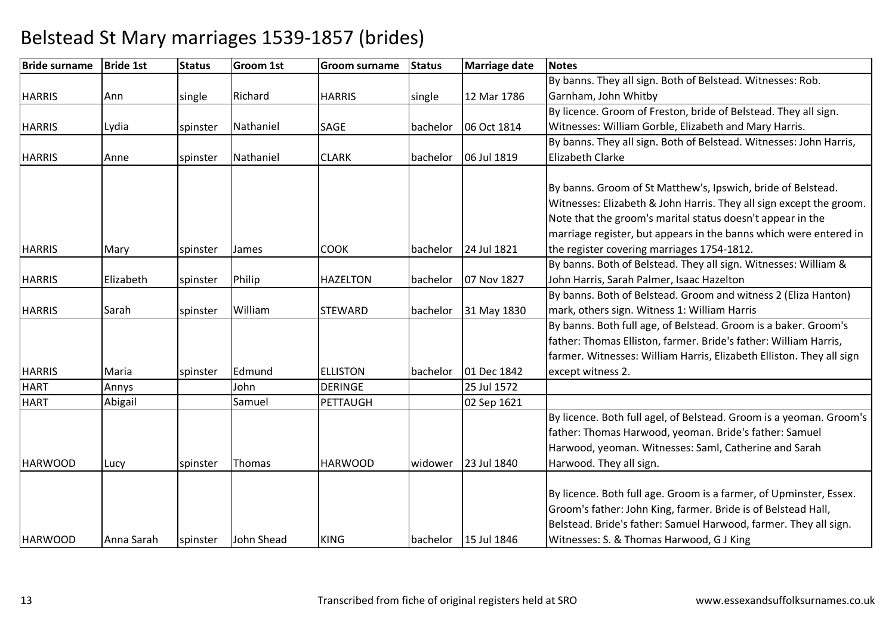# Belstead St Mary marriages 1539-1857 (brides)

| Bride surname | Bride 1st | Status | Groom 1st | Groom surname | Status | Marriage date | Notes |
|---|---|---|---|---|---|---|---|
| HARRIS | Ann | single | Richard | HARRIS | single | 12 Mar 1786 | By banns. They all sign. Both of Belstead. Witnesses: Rob. Garnham, John Whitby |
| HARRIS | Lydia | spinster | Nathaniel | SAGE | bachelor | 06 Oct 1814 | By licence. Groom of Freston, bride of Belstead. They all sign. Witnesses: William Gorble, Elizabeth and Mary Harris. |
| HARRIS | Anne | spinster | Nathaniel | CLARK | bachelor | 06 Jul 1819 | By banns. They all sign. Both of Belstead. Witnesses: John Harris, Elizabeth Clarke |
| HARRIS | Mary | spinster | James | COOK | bachelor | 24 Jul 1821 | By banns. Groom of St Matthew's, Ipswich, bride of Belstead. Witnesses: Elizabeth & John Harris. They all sign except the groom. Note that the groom's marital status doesn't appear in the marriage register, but appears in the banns which were entered in the register covering marriages 1754-1812. |
| HARRIS | Elizabeth | spinster | Philip | HAZELTON | bachelor | 07 Nov 1827 | By banns. Both of Belstead. They all sign. Witnesses: William & John Harris, Sarah Palmer, Isaac Hazelton |
| HARRIS | Sarah | spinster | William | STEWARD | bachelor | 31 May 1830 | By banns. Both of Belstead. Groom and witness 2 (Eliza Hanton) mark, others sign. Witness 1: William Harris |
| HARRIS | Maria | spinster | Edmund | ELLISTON | bachelor | 01 Dec 1842 | By banns. Both full age, of Belstead. Groom is a baker. Groom's father: Thomas Elliston, farmer. Bride's father: William Harris, farmer. Witnesses: William Harris, Elizabeth Elliston. They all sign except witness 2. |
| HART | Annys | | John | DERINGE | | 25 Jul 1572 | |
| HART | Abigail | | Samuel | PETTAUGH | | 02 Sep 1621 | |
| HARWOOD | Lucy | spinster | Thomas | HARWOOD | widower | 23 Jul 1840 | By licence. Both full agel, of Belstead. Groom is a yeoman. Groom's father: Thomas Harwood, yeoman. Bride's father: Samuel Harwood, yeoman. Witnesses: Saml, Catherine and Sarah Harwood. They all sign. |
| HARWOOD | Anna Sarah | spinster | John Shead | KING | bachelor | 15 Jul 1846 | By licence. Both full age. Groom is a farmer, of Upminster, Essex. Groom's father: John King, farmer. Bride is of Belstead Hall, Belstead. Bride's father: Samuel Harwood, farmer. They all sign. Witnesses: S. & Thomas Harwood, G J King |

Transcribed from fiche of original registers held at SRO

www.essexandsuffolksurnames.co.uk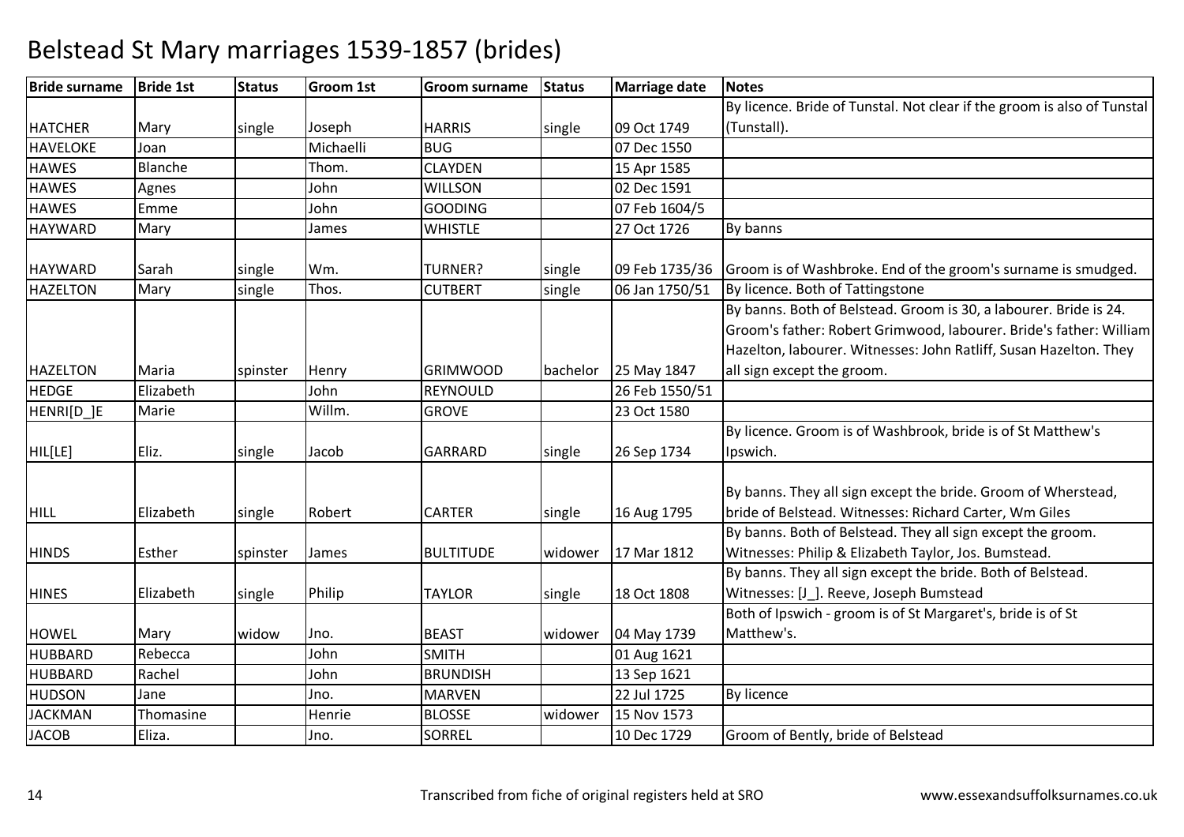# Belstead St Mary marriages 1539-1857 (brides)

| Bride surname | Bride 1st | Status | Groom 1st | Groom surname | Status | Marriage date | Notes |
|---|---|---|---|---|---|---|---|
| HATCHER | Mary | single | Joseph | HARRIS | single | 09 Oct 1749 | By licence. Bride of Tunstal. Not clear if the groom is also of Tunstal (Tunstall). |
| HAVELOKE | Joan | | Michaelli | BUG | | 07 Dec 1550 | |
| HAWES | Blanche | | Thom. | CLAYDEN | | 15 Apr 1585 | |
| HAWES | Agnes | | John | WILLSON | | 02 Dec 1591 | |
| HAWES | Emme | | John | GOODING | | 07 Feb 1604/5 | |
| HAYWARD | Mary | | James | WHISTLE | | 27 Oct 1726 | By banns |
| HAYWARD | Sarah | single | Wm. | TURNER? | single | 09 Feb 1735/36 | Groom is of Washbroke. End of the groom's surname is smudged. |
| HAZELTON | Mary | single | Thos. | CUTBERT | single | 06 Jan 1750/51 | By licence. Both of Tattingstone |
| HAZELTON | Maria | spinster | Henry | GRIMWOOD | bachelor | 25 May 1847 | By banns. Both of Belstead. Groom is 30, a labourer. Bride is 24. Groom's father: Robert Grimwood, labourer. Bride's father: William Hazelton, labourer. Witnesses: John Ratliff, Susan Hazelton. They all sign except the groom. |
| HEDGE | Elizabeth | | John | REYNOULD | | 26 Feb 1550/51 | |
| HENRI[D_]E | Marie | | Willm. | GROVE | | 23 Oct 1580 | |
| HIL[LE] | Eliz. | single | Jacob | GARRARD | single | 26 Sep 1734 | By licence. Groom is of Washbrook, bride is of St Matthew's Ipswich. |
| HILL | Elizabeth | single | Robert | CARTER | single | 16 Aug 1795 | By banns. They all sign except the bride. Groom of Wherstead, bride of Belstead. Witnesses: Richard Carter, Wm Giles |
| HINDS | Esther | spinster | James | BULTITUDE | widower | 17 Mar 1812 | By banns. Both of Belstead. They all sign except the groom. Witnesses: Philip & Elizabeth Taylor, Jos. Bumstead. |
| HINES | Elizabeth | single | Philip | TAYLOR | single | 18 Oct 1808 | By banns. They all sign except the bride. Both of Belstead. Witnesses: [J_]. Reeve, Joseph Bumstead |
| HOWEL | Mary | widow | Jno. | BEAST | widower | 04 May 1739 | Both of Ipswich - groom is of St Margaret's, bride is of St Matthew's. |
| HUBBARD | Rebecca | | John | SMITH | | 01 Aug 1621 | |
| HUBBARD | Rachel | | John | BRUNDISH | | 13 Sep 1621 | |
| HUDSON | Jane | | Jno. | MARVEN | | 22 Jul 1725 | By licence |
| JACKMAN | Thomasine | | Henrie | BLOSSE | widower | 15 Nov 1573 | |
| JACOB | Eliza. | | Jno. | SORREL | | 10 Dec 1729 | Groom of Bently, bride of Belstead |

Transcribed from fiche of original registers held at SRO

www.essexandsuffolksurnames.co.uk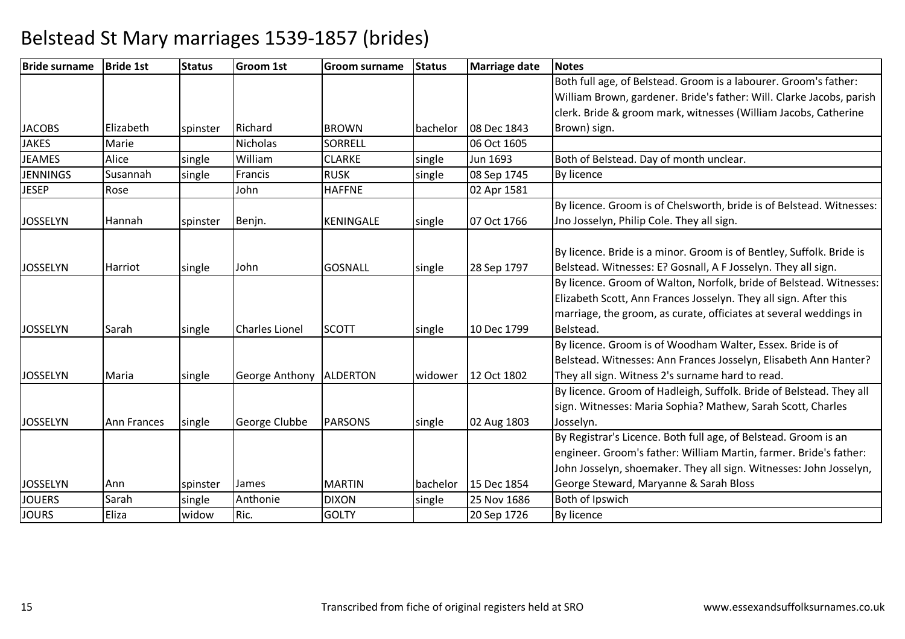# Belstead St Mary marriages 1539-1857 (brides)

| Bride surname | Bride 1st | Status | Groom 1st | Groom surname | Status | Marriage date | Notes |
|---|---|---|---|---|---|---|---|
| JACOBS | Elizabeth | spinster | Richard | BROWN | bachelor | 08 Dec 1843 | Both full age, of Belstead. Groom is a labourer. Groom's father: William Brown, gardener. Bride's father: Will. Clarke Jacobs, parish clerk. Bride & groom mark, witnesses (William Jacobs, Catherine Brown) sign. |
| JAKES | Marie | | Nicholas | SORRELL | | 06 Oct 1605 | |
| JEAMES | Alice | single | William | CLARKE | single | Jun 1693 | Both of Belstead. Day of month unclear. |
| JENNINGS | Susannah | single | Francis | RUSK | single | 08 Sep 1745 | By licence |
| JESEP | Rose | | John | HAFFNE | | 02 Apr 1581 | |
| JOSSELYN | Hannah | spinster | Benjn. | KENINGALE | single | 07 Oct 1766 | By licence. Groom is of Chelsworth, bride is of Belstead. Witnesses: Jno Josselyn, Philip Cole. They all sign. |
| JOSSELYN | Harriot | single | John | GOSNALL | single | 28 Sep 1797 | By licence. Bride is a minor. Groom is of Bentley, Suffolk. Bride is Belstead. Witnesses: E? Gosnall, A F Josselyn. They all sign. |
| JOSSELYN | Sarah | single | Charles Lionel | SCOTT | single | 10 Dec 1799 | By licence. Groom of Walton, Norfolk, bride of Belstead. Witnesses: Elizabeth Scott, Ann Frances Josselyn. They all sign. After this marriage, the groom, as curate, officiates at several weddings in Belstead. |
| JOSSELYN | Maria | single | George Anthony | ALDERTON | widower | 12 Oct 1802 | By licence. Groom is of Woodham Walter, Essex. Bride is of Belstead. Witnesses: Ann Frances Josselyn, Elisabeth Ann Hanter? They all sign. Witness 2's surname hard to read. |
| JOSSELYN | Ann Frances | single | George Clubbe | PARSONS | single | 02 Aug 1803 | By licence. Groom of Hadleigh, Suffolk. Bride of Belstead. They all sign. Witnesses: Maria Sophia? Mathew, Sarah Scott, Charles Josselyn. |
| JOSSELYN | Ann | spinster | James | MARTIN | bachelor | 15 Dec 1854 | By Registrar's Licence. Both full age, of Belstead. Groom is an engineer. Groom's father: William Martin, farmer. Bride's father: John Josselyn, shoemaker. They all sign. Witnesses: John Josselyn, George Steward, Maryanne & Sarah Bloss |
| JOUERS | Sarah | single | Anthonie | DIXON | single | 25 Nov 1686 | Both of Ipswich |
| JOURS | Eliza | widow | Ric. | GOLTY | | 20 Sep 1726 | By licence |

Transcribed from fiche of original registers held at SRO

www.essexandsuffolksurnames.co.uk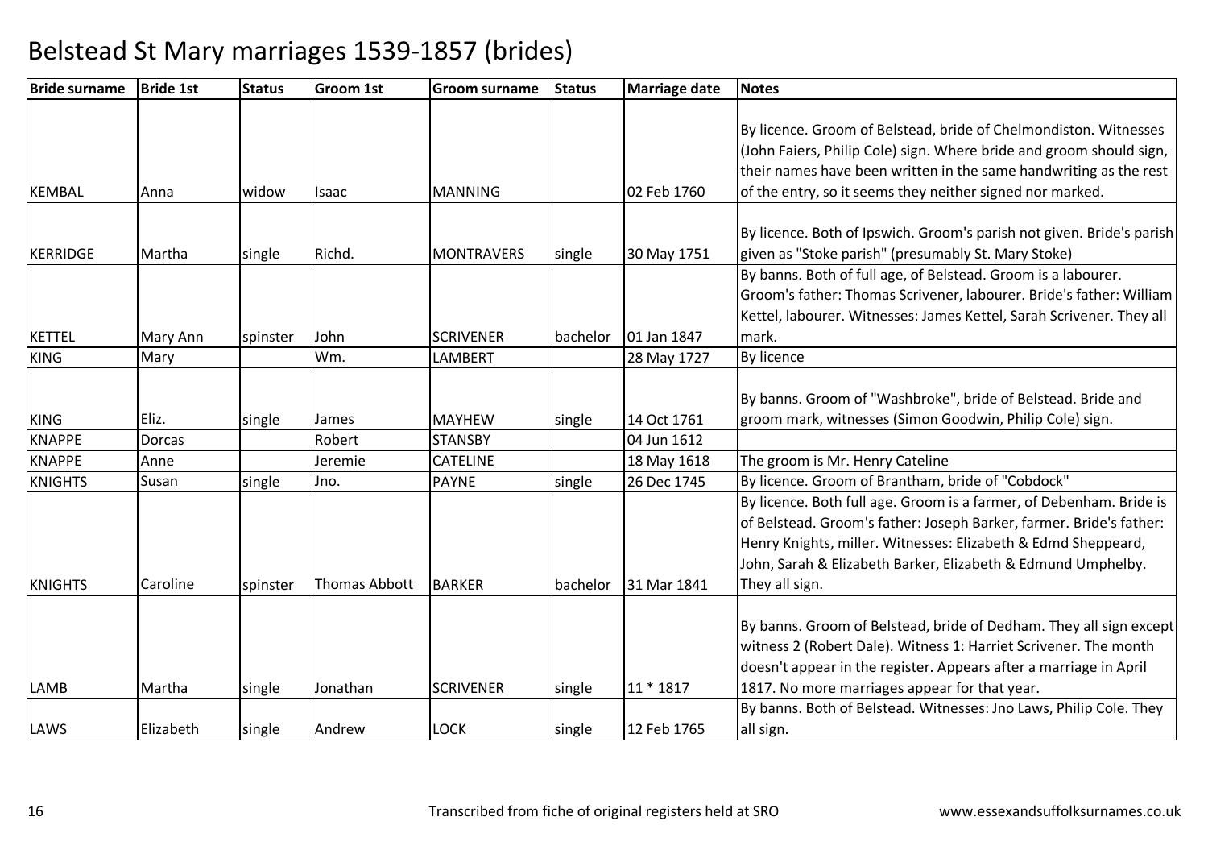# Belstead St Mary marriages 1539-1857 (brides)

| Bride surname | Bride 1st | Status | Groom 1st | Groom surname | Status | Marriage date | Notes |
|---|---|---|---|---|---|---|---|
| KEMBAL | Anna | widow | Isaac | MANNING | | 02 Feb 1760 | By licence. Groom of Belstead, bride of Chelmondiston. Witnesses (John Faiers, Philip Cole) sign. Where bride and groom should sign, their names have been written in the same handwriting as the rest of the entry, so it seems they neither signed nor marked. |
| KERRIDGE | Martha | single | Richd. | MONTRAVERS | single | 30 May 1751 | By licence. Both of Ipswich. Groom's parish not given. Bride's parish given as "Stoke parish" (presumably St. Mary Stoke) |
| KETTEL | Mary Ann | spinster | John | SCRIVENER | bachelor | 01 Jan 1847 | By banns. Both of full age, of Belstead. Groom is a labourer. Groom's father: Thomas Scrivener, labourer. Bride's father: William Kettel, labourer. Witnesses: James Kettel, Sarah Scrivener. They all mark. |
| KING | Mary | | Wm. | LAMBERT | | 28 May 1727 | By licence |
| KING | Eliz. | single | James | MAYHEW | single | 14 Oct 1761 | By banns. Groom of "Washbroke", bride of Belstead. Bride and groom mark, witnesses (Simon Goodwin, Philip Cole) sign. |
| KNAPPE | Dorcas | | Robert | STANSBY | | 04 Jun 1612 | |
| KNAPPE | Anne | | Jeremie | CATELINE | | 18 May 1618 | The groom is Mr. Henry Cateline |
| KNIGHTS | Susan | single | Jno. | PAYNE | single | 26 Dec 1745 | By licence. Groom of Brantham, bride of "Cobdock" |
| KNIGHTS | Caroline | spinster | Thomas Abbott | BARKER | bachelor | 31 Mar 1841 | By licence. Both full age. Groom is a farmer, of Debenham. Bride is of Belstead. Groom's father: Joseph Barker, farmer. Bride's father: Henry Knights, miller. Witnesses: Elizabeth & Edmd Sheppeard, John, Sarah & Elizabeth Barker, Elizabeth & Edmund Umphelby. They all sign. |
| LAMB | Martha | single | Jonathan | SCRIVENER | single | 11 * 1817 | By banns. Groom of Belstead, bride of Dedham. They all sign except witness 2 (Robert Dale). Witness 1: Harriet Scrivener. The month doesn't appear in the register. Appears after a marriage in April 1817. No more marriages appear for that year. |
| LAWS | Elizabeth | single | Andrew | LOCK | single | 12 Feb 1765 | By banns. Both of Belstead. Witnesses: Jno Laws, Philip Cole. They all sign. |

Transcribed from fiche of original registers held at SRO

www.essexandsuffolksurnames.co.uk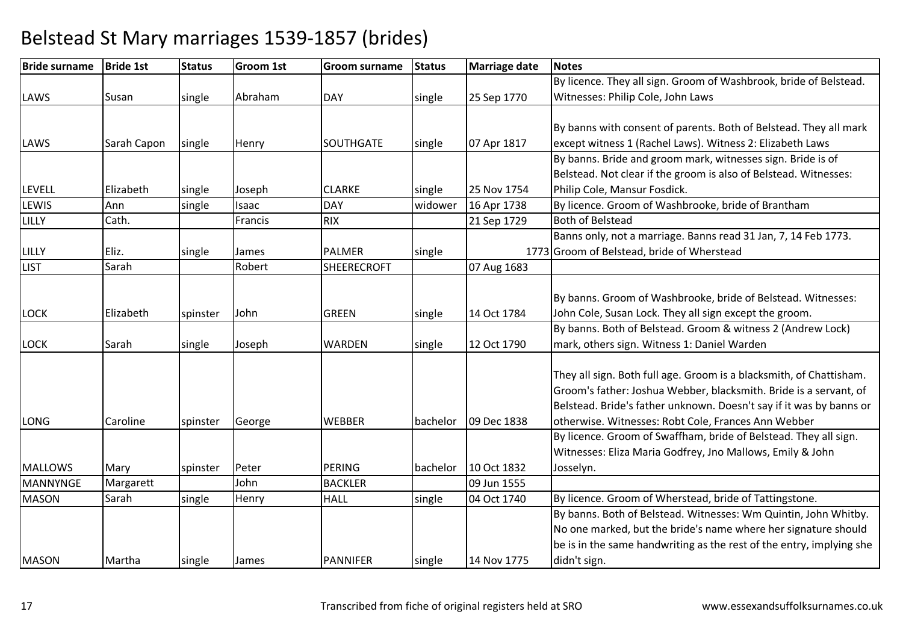# Belstead St Mary marriages 1539-1857 (brides)

| Bride surname | Bride 1st | Status | Groom 1st | Groom surname | Status | Marriage date | Notes |
|---|---|---|---|---|---|---|---|
| LAWS | Susan | single | Abraham | DAY | single | 25 Sep 1770 | By licence. They all sign. Groom of Washbrook, bride of Belstead. Witnesses: Philip Cole, John Laws |
| LAWS | Sarah Capon | single | Henry | SOUTHGATE | single | 07 Apr 1817 | By banns with consent of parents. Both of Belstead. They all mark except witness 1 (Rachel Laws). Witness 2: Elizabeth Laws |
| LEVELL | Elizabeth | single | Joseph | CLARKE | single | 25 Nov 1754 | By banns. Bride and groom mark, witnesses sign. Bride is of Belstead. Not clear if the groom is also of Belstead. Witnesses: Philip Cole, Mansur Fosdick. |
| LEWIS | Ann | single | Isaac | DAY | widower | 16 Apr 1738 | By licence. Groom of Washbrooke, bride of Brantham |
| LILLY | Cath. | | Francis | RIX | | 21 Sep 1729 | Both of Belstead |
| LILLY | Eliz. | single | James | PALMER | single | 1773 | Banns only, not a marriage. Banns read 31 Jan, 7, 14 Feb 1773. Groom of Belstead, bride of Wherstead |
| LIST | Sarah | | Robert | SHEERECROFT | | 07 Aug 1683 | |
| LOCK | Elizabeth | spinster | John | GREEN | single | 14 Oct 1784 | By banns. Groom of Washbrooke, bride of Belstead. Witnesses: John Cole, Susan Lock. They all sign except the groom. |
| LOCK | Sarah | single | Joseph | WARDEN | single | 12 Oct 1790 | By banns. Both of Belstead. Groom & witness 2 (Andrew Lock) mark, others sign. Witness 1: Daniel Warden |
| LONG | Caroline | spinster | George | WEBBER | bachelor | 09 Dec 1838 | They all sign. Both full age. Groom is a blacksmith, of Chattisham. Groom's father: Joshua Webber, blacksmith. Bride is a servant, of Belstead. Bride's father unknown. Doesn't say if it was by banns or otherwise. Witnesses: Robt Cole, Frances Ann Webber |
| MALLOWS | Mary | spinster | Peter | PERING | bachelor | 10 Oct 1832 | By licence. Groom of Swaffham, bride of Belstead. They all sign. Witnesses: Eliza Maria Godfrey, Jno Mallows, Emily & John Josselyn. |
| MANNYNGE | Margarett | | John | BACKLER | | 09 Jun 1555 | |
| MASON | Sarah | single | Henry | HALL | single | 04 Oct 1740 | By licence. Groom of Wherstead, bride of Tattingstone. |
| MASON | Martha | single | James | PANNIFER | single | 14 Nov 1775 | By banns. Both of Belstead. Witnesses: Wm Quintin, John Whitby. No one marked, but the bride's name where her signature should be is in the same handwriting as the rest of the entry, implying she didn't sign. |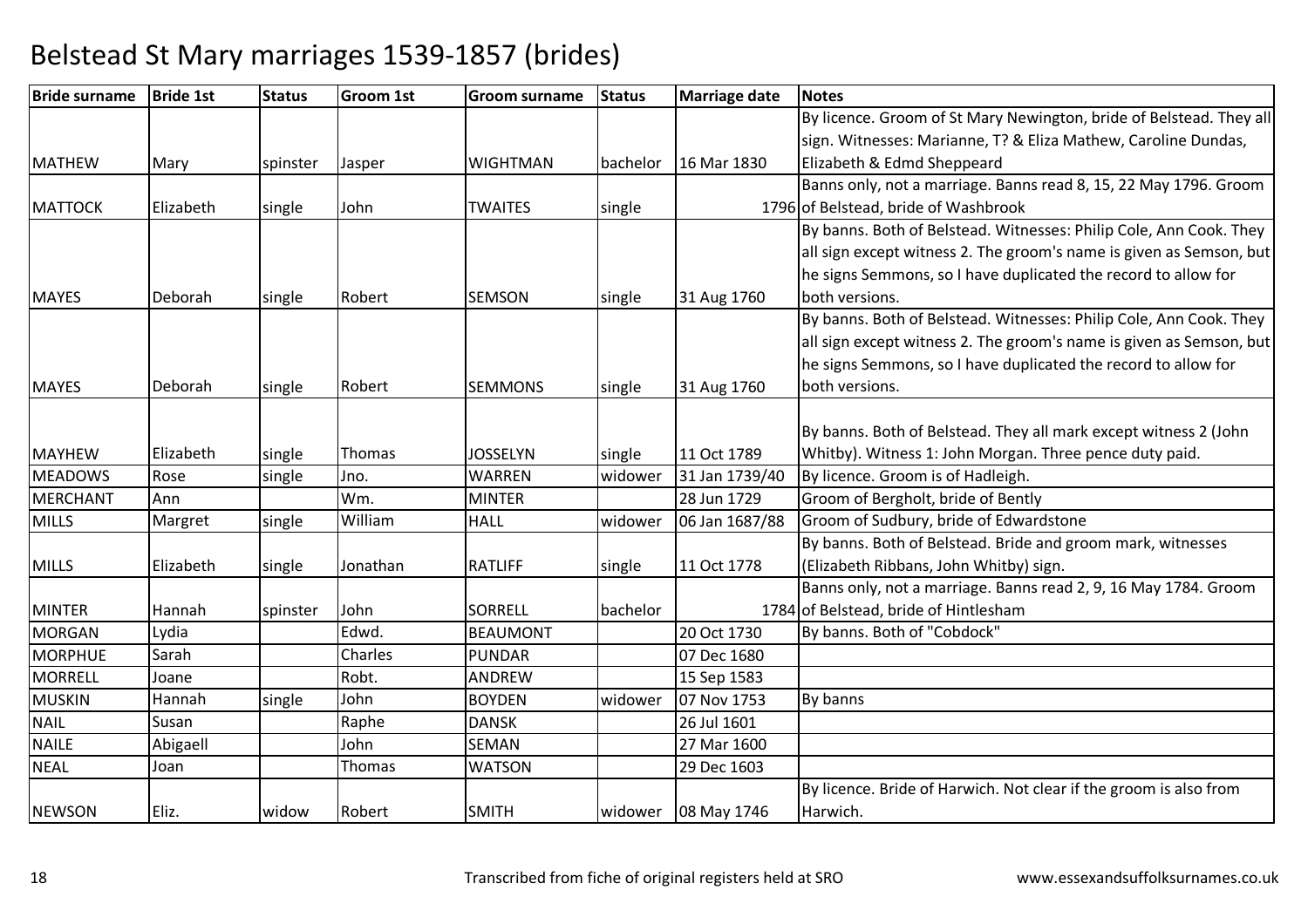# Belstead St Mary marriages 1539-1857 (brides)

| Bride surname | Bride 1st | Status | Groom 1st | Groom surname | Status | Marriage date | Notes |
|---|---|---|---|---|---|---|---|
| MATHEW | Mary | spinster | Jasper | WIGHTMAN | bachelor | 16 Mar 1830 | By licence. Groom of St Mary Newington, bride of Belstead. They all sign. Witnesses: Marianne, T? & Eliza Mathew, Caroline Dundas, Elizabeth & Edmd Sheppeard |
| MATTOCK | Elizabeth | single | John | TWAITES | single | 1796 | Banns only, not a marriage. Banns read 8, 15, 22 May 1796. Groom of Belstead, bride of Washbrook |
| MAYES | Deborah | single | Robert | SEMSON | single | 31 Aug 1760 | By banns. Both of Belstead. Witnesses: Philip Cole, Ann Cook. They all sign except witness 2. The groom's name is given as Semson, but he signs Semmons, so I have duplicated the record to allow for both versions. |
| MAYES | Deborah | single | Robert | SEMMONS | single | 31 Aug 1760 | By banns. Both of Belstead. Witnesses: Philip Cole, Ann Cook. They all sign except witness 2. The groom's name is given as Semson, but he signs Semmons, so I have duplicated the record to allow for both versions. |
| MAYHEW | Elizabeth | single | Thomas | JOSSELYN | single | 11 Oct 1789 | By banns. Both of Belstead. They all mark except witness 2 (John Whitby). Witness 1: John Morgan. Three pence duty paid. |
| MEADOWS | Rose | single | Jno. | WARREN | widower | 31 Jan 1739/40 | By licence. Groom is of Hadleigh. |
| MERCHANT | Ann | | Wm. | MINTER | | 28 Jun 1729 | Groom of Bergholt, bride of Bently |
| MILLS | Margret | single | William | HALL | widower | 06 Jan 1687/88 | Groom of Sudbury, bride of Edwardstone |
| MILLS | Elizabeth | single | Jonathan | RATLIFF | single | 11 Oct 1778 | By banns. Both of Belstead. Bride and groom mark, witnesses (Elizabeth Ribbans, John Whitby) sign. |
| MINTER | Hannah | spinster | John | SORRELL | bachelor | 1784 | Banns only, not a marriage. Banns read 2, 9, 16 May 1784. Groom of Belstead, bride of Hintlesham |
| MORGAN | Lydia | | Edwd. | BEAUMONT | | 20 Oct 1730 | By banns. Both of "Cobdock" |
| MORPHUE | Sarah | | Charles | PUNDAR | | 07 Dec 1680 | |
| MORRELL | Joane | | Robt. | ANDREW | | 15 Sep 1583 | |
| MUSKIN | Hannah | single | John | BOYDEN | widower | 07 Nov 1753 | By banns |
| NAIL | Susan | | Raphe | DANSK | | 26 Jul 1601 | |
| NAILE | Abigaell | | John | SEMAN | | 27 Mar 1600 | |
| NEAL | Joan | | Thomas | WATSON | | 29 Dec 1603 | |
| NEWSON | Eliz. | widow | Robert | SMITH | widower | 08 May 1746 | By licence. Bride of Harwich. Not clear if the groom is also from Harwich. |

Transcribed from fiche of original registers held at SRO

www.essexandsuffolksurnames.co.uk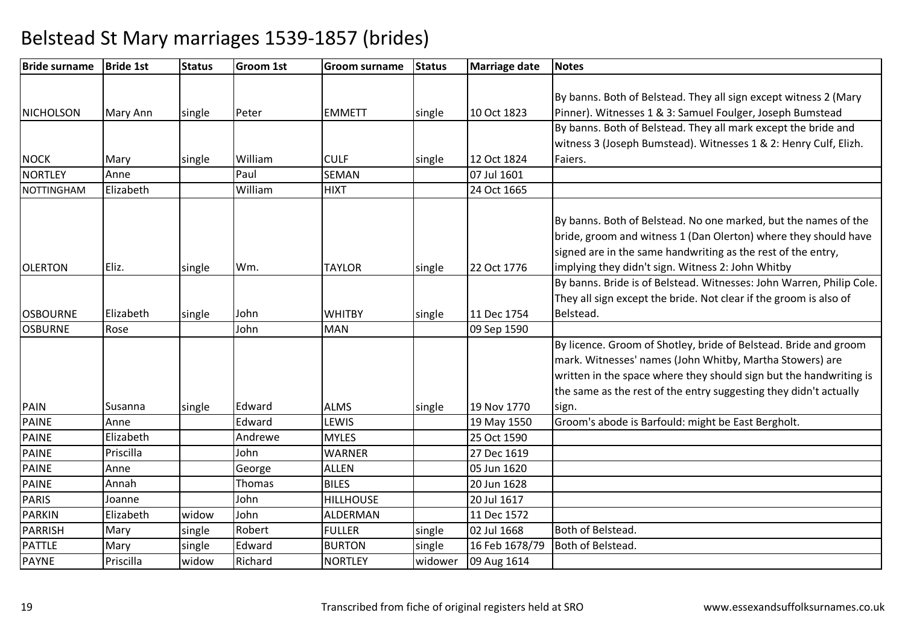# Belstead St Mary marriages 1539-1857 (brides)

| Bride surname | Bride 1st | Status | Groom 1st | Groom surname | Status | Marriage date | Notes |
|---|---|---|---|---|---|---|---|
| NICHOLSON | Mary Ann | single | Peter | EMMETT | single | 10 Oct 1823 | By banns. Both of Belstead. They all sign except witness 2 (Mary Pinner). Witnesses 1 & 3: Samuel Foulger, Joseph Bumstead |
| NOCK | Mary | single | William | CULF | single | 12 Oct 1824 | By banns. Both of Belstead. They all mark except the bride and witness 3 (Joseph Bumstead). Witnesses 1 & 2: Henry Culf, Elizh. Faiers. |
| NORTLEY | Anne | | Paul | SEMAN | | 07 Jul 1601 | |
| NOTTINGHAM | Elizabeth | | William | HIXT | | 24 Oct 1665 | |
| OLERTON | Eliz. | single | Wm. | TAYLOR | single | 22 Oct 1776 | By banns. Both of Belstead. No one marked, but the names of the bride, groom and witness 1 (Dan Olerton) where they should have signed are in the same handwriting as the rest of the entry, implying they didn't sign. Witness 2: John Whitby |
| OSBOURNE | Elizabeth | single | John | WHITBY | single | 11 Dec 1754 | By banns. Bride is of Belstead. Witnesses: John Warren, Philip Cole. They all sign except the bride. Not clear if the groom is also of Belstead. |
| OSBURNE | Rose | | John | MAN | | 09 Sep 1590 | |
| PAIN | Susanna | single | Edward | ALMS | single | 19 Nov 1770 | By licence. Groom of Shotley, bride of Belstead. Bride and groom mark. Witnesses' names (John Whitby, Martha Stowers) are written in the space where they should sign but the handwriting is the same as the rest of the entry suggesting they didn't actually sign. |
| PAINE | Anne | | Edward | LEWIS | | 19 May 1550 | Groom's abode is Barfould: might be East Bergholt. |
| PAINE | Elizabeth | | Andrewe | MYLES | | 25 Oct 1590 | |
| PAINE | Priscilla | | John | WARNER | | 27 Dec 1619 | |
| PAINE | Anne | | George | ALLEN | | 05 Jun 1620 | |
| PAINE | Annah | | Thomas | BILES | | 20 Jun 1628 | |
| PARIS | Joanne | | John | HILLHOUSE | | 20 Jul 1617 | |
| PARKIN | Elizabeth | widow | John | ALDERMAN | | 11 Dec 1572 | |
| PARRISH | Mary | single | Robert | FULLER | single | 02 Jul 1668 | Both of Belstead. |
| PATTLE | Mary | single | Edward | BURTON | single | 16 Feb 1678/79 | Both of Belstead. |
| PAYNE | Priscilla | widow | Richard | NORTLEY | widower | 09 Aug 1614 | |

Transcribed from fiche of original registers held at SRO

www.essexandsuffolksurnames.co.uk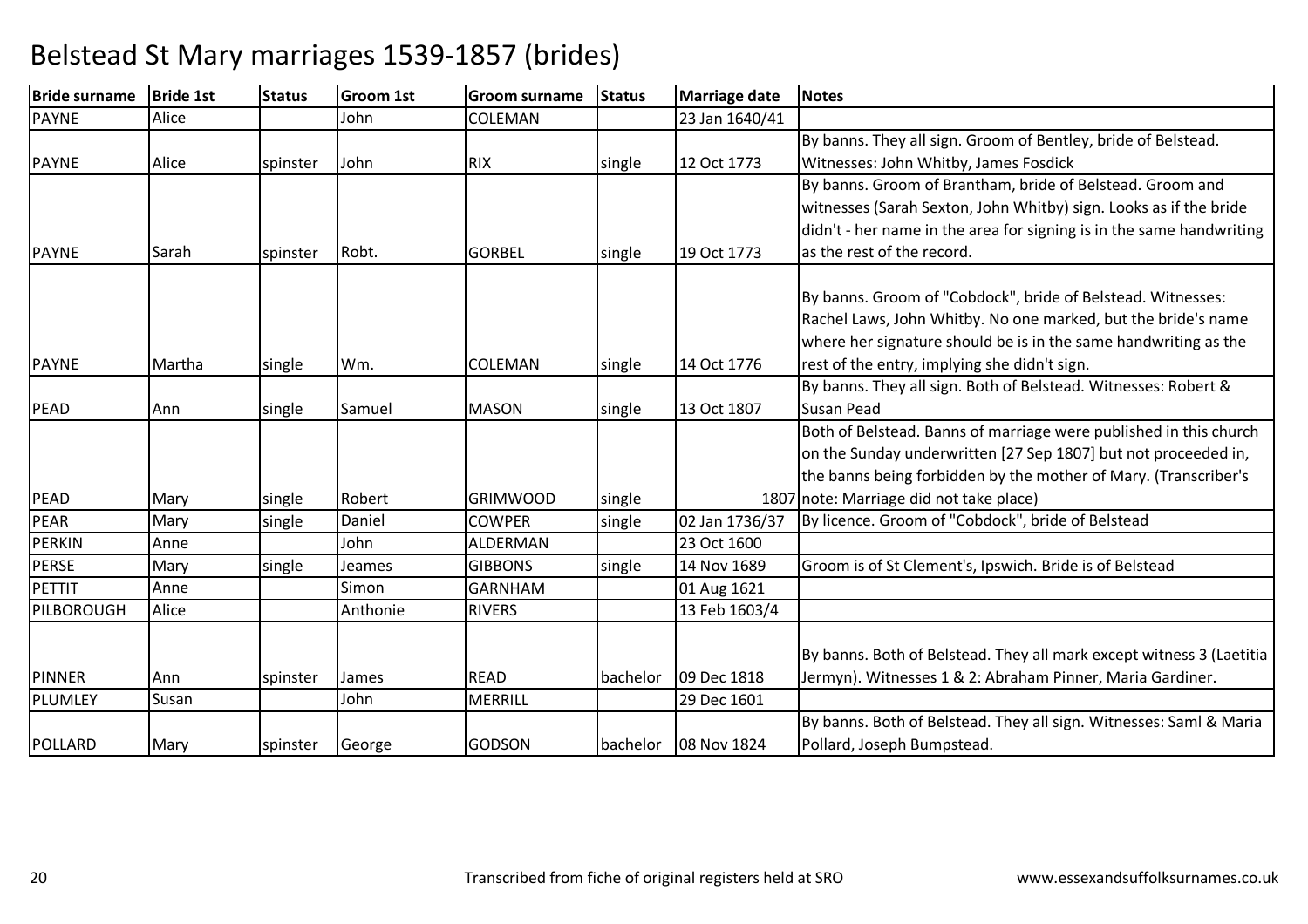# Belstead St Mary marriages 1539-1857 (brides)

| Bride surname | Bride 1st | Status | Groom 1st | Groom surname | Status | Marriage date | Notes |
|---|---|---|---|---|---|---|---|
| PAYNE | Alice | | John | COLEMAN | | 23 Jan 1640/41 | |
| PAYNE | Alice | spinster | John | RIX | single | 12 Oct 1773 | By banns. They all sign. Groom of Bentley, bride of Belstead. Witnesses: John Whitby, James Fosdick |
| PAYNE | Sarah | spinster | Robt. | GORBEL | single | 19 Oct 1773 | By banns. Groom of Brantham, bride of Belstead. Groom and witnesses (Sarah Sexton, John Whitby) sign. Looks as if the bride didn't - her name in the area for signing is in the same handwriting as the rest of the record. |
| PAYNE | Martha | single | Wm. | COLEMAN | single | 14 Oct 1776 | By banns. Groom of "Cobdock", bride of Belstead. Witnesses: Rachel Laws, John Whitby. No one marked, but the bride's name where her signature should be is in the same handwriting as the rest of the entry, implying she didn't sign. |
| PEAD | Ann | single | Samuel | MASON | single | 13 Oct 1807 | By banns. They all sign. Both of Belstead. Witnesses: Robert & Susan Pead |
| PEAD | Mary | single | Robert | GRIMWOOD | single | 1807 | Both of Belstead. Banns of marriage were published in this church on the Sunday underwritten [27 Sep 1807] but not proceeded in, the banns being forbidden by the mother of Mary. (Transcriber's note: Marriage did not take place) |
| PEAR | Mary | single | Daniel | COWPER | single | 02 Jan 1736/37 | By licence. Groom of "Cobdock", bride of Belstead |
| PERKIN | Anne | | John | ALDERMAN | | 23 Oct 1600 | |
| PERSE | Mary | single | Jeames | GIBBONS | single | 14 Nov 1689 | Groom is of St Clement's, Ipswich. Bride is of Belstead |
| PETTIT | Anne | | Simon | GARNHAM | | 01 Aug 1621 | |
| PILBOROUGH | Alice | | Anthonie | RIVERS | | 13 Feb 1603/4 | |
| PINNER | Ann | spinster | James | READ | bachelor | 09 Dec 1818 | By banns. Both of Belstead. They all mark except witness 3 (Laetitia Jermyn). Witnesses 1 & 2: Abraham Pinner, Maria Gardiner. |
| PLUMLEY | Susan | | John | MERRILL | | 29 Dec 1601 | |
| POLLARD | Mary | spinster | George | GODSON | bachelor | 08 Nov 1824 | By banns. Both of Belstead. They all sign. Witnesses: Saml & Maria Pollard, Joseph Bumpstead. |

Transcribed from fiche of original registers held at SRO

www.essexandsuffolksurnames.co.uk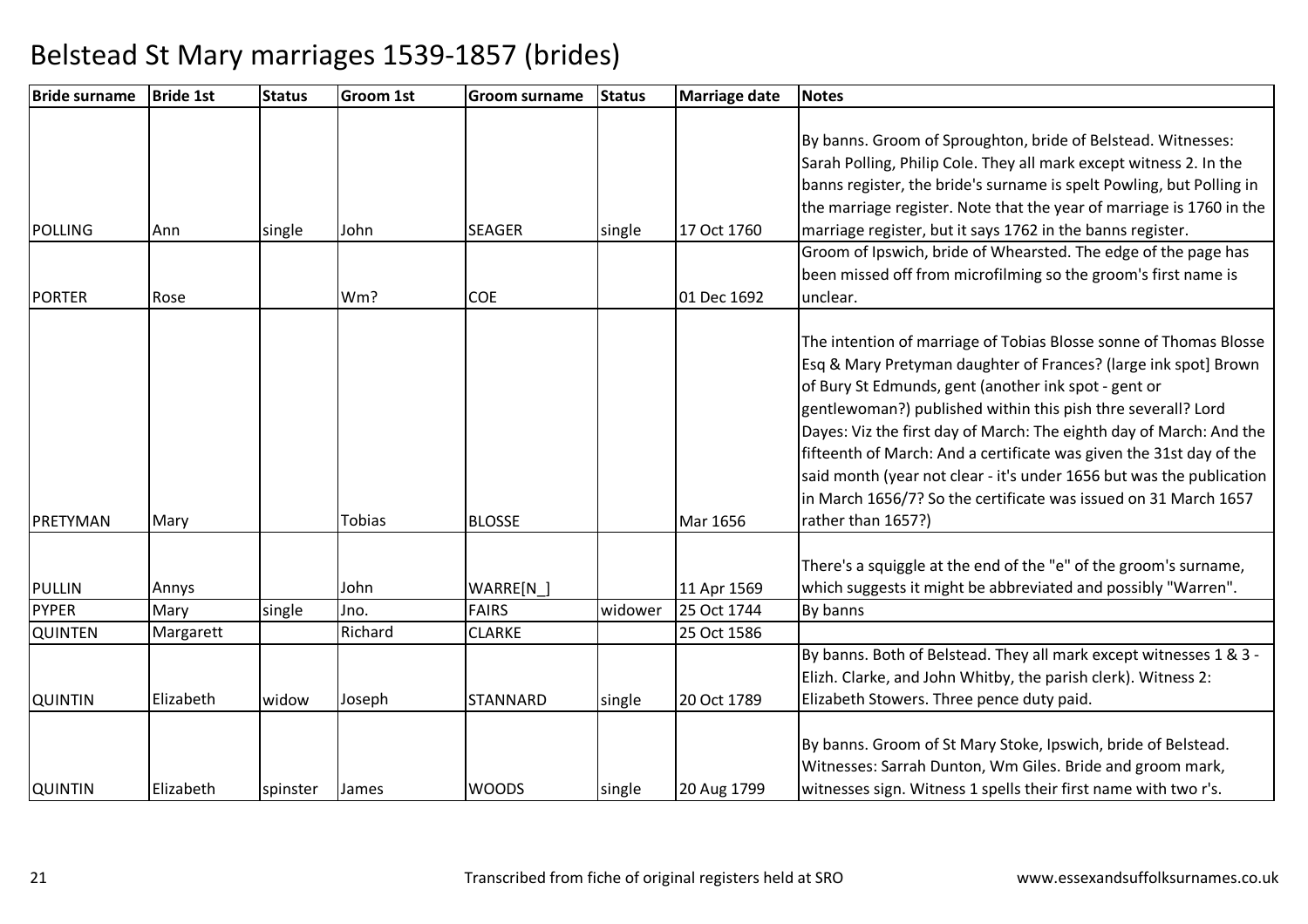# Belstead St Mary marriages 1539-1857 (brides)

| Bride surname | Bride 1st | Status | Groom 1st | Groom surname | Status | Marriage date | Notes |
|---|---|---|---|---|---|---|---|
| POLLING | Ann | single | John | SEAGER | single | 17 Oct 1760 | By banns. Groom of Sproughton, bride of Belstead. Witnesses: Sarah Polling, Philip Cole. They all mark except witness 2. In the banns register, the bride's surname is spelt Powling, but Polling in the marriage register. Note that the year of marriage is 1760 in the marriage register, but it says 1762 in the banns register. |
| PORTER | Rose | | Wm? | COE | | 01 Dec 1692 | Groom of Ipswich, bride of Whearsted. The edge of the page has been missed off from microfilming so the groom's first name is unclear. |
| PRETYMAN | Mary | | Tobias | BLOSSE | | Mar 1656 | The intention of marriage of Tobias Blosse sonne of Thomas Blosse Esq & Mary Pretyman daughter of Frances? (large ink spot] Brown of Bury St Edmunds, gent (another ink spot - gent or gentlewoman?) published within this pish thre severall? Lord Dayes: Viz the first day of March: The eighth day of March: And the fifteenth of March: And a certificate was given the 31st day of the said month (year not clear - it's under 1656 but was the publication in March 1656/7? So the certificate was issued on 31 March 1657 rather than 1657?) |
| PULLIN | Annys | | John | WARRE[N_] | | 11 Apr 1569 | There's a squiggle at the end of the "e" of the groom's surname, which suggests it might be abbreviated and possibly "Warren". |
| PYPER | Mary | single | Jno. | FAIRS | widower | 25 Oct 1744 | By banns |
| QUINTEN | Margarett | | Richard | CLARKE | | 25 Oct 1586 | |
| QUINTIN | Elizabeth | widow | Joseph | STANNARD | single | 20 Oct 1789 | By banns. Both of Belstead. They all mark except witnesses 1 & 3 - Elizh. Clarke, and John Whitby, the parish clerk). Witness 2: Elizabeth Stowers. Three pence duty paid. |
| QUINTIN | Elizabeth | spinster | James | WOODS | single | 20 Aug 1799 | By banns. Groom of St Mary Stoke, Ipswich, bride of Belstead. Witnesses: Sarrah Dunton, Wm Giles. Bride and groom mark, witnesses sign. Witness 1 spells their first name with two r's. |

Transcribed from fiche of original registers held at SRO

www.essexandsuffolksurnames.co.uk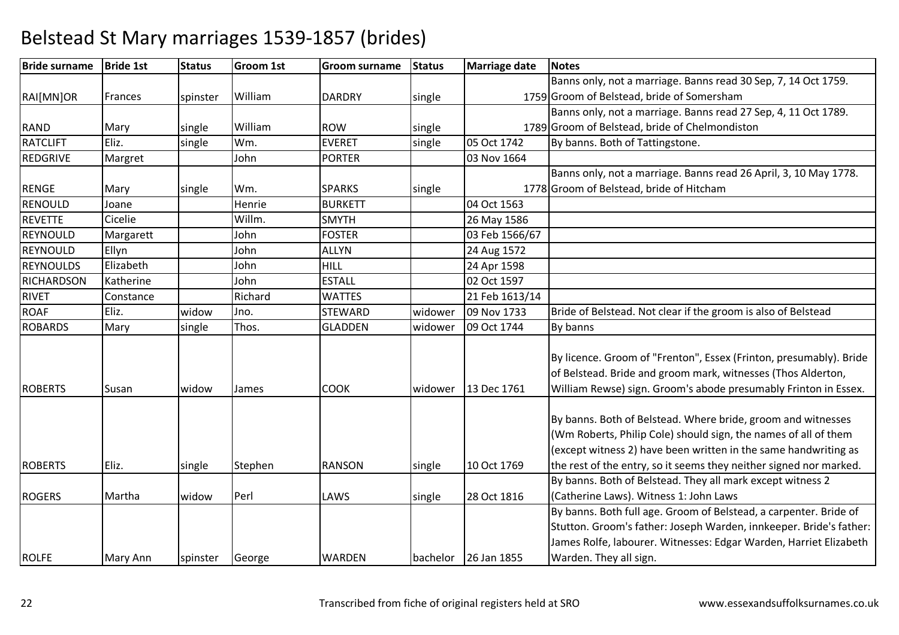# Belstead St Mary marriages 1539-1857 (brides)

| Bride surname | Bride 1st | Status | Groom 1st | Groom surname | Status | Marriage date | Notes |
|---|---|---|---|---|---|---|---|
| RAI[MN]OR | Frances | spinster | William | DARDRY | single | 1759 | Banns only, not a marriage. Banns read 30 Sep, 7, 14 Oct 1759. Groom of Belstead, bride of Somersham |
| RAND | Mary | single | William | ROW | single | 1789 | Banns only, not a marriage. Banns read 27 Sep, 4, 11 Oct 1789. Groom of Belstead, bride of Chelmondiston |
| RATCLIFT | Eliz. | single | Wm. | EVERET | single | 05 Oct 1742 | By banns. Both of Tattingstone. |
| REDGRIVE | Margret | | John | PORTER | | 03 Nov 1664 | |
| RENGE | Mary | single | Wm. | SPARKS | single | 1778 | Banns only, not a marriage. Banns read 26 April, 3, 10 May 1778. Groom of Belstead, bride of Hitcham |
| RENOULD | Joane | | Henrie | BURKETT | | 04 Oct 1563 | |
| REVETTE | Cicelie | | Willm. | SMYTH | | 26 May 1586 | |
| REYNOULD | Margarett | | John | FOSTER | | 03 Feb 1566/67 | |
| REYNOULD | Ellyn | | John | ALLYN | | 24 Aug 1572 | |
| REYNOULDS | Elizabeth | | John | HILL | | 24 Apr 1598 | |
| RICHARDSON | Katherine | | John | ESTALL | | 02 Oct 1597 | |
| RIVET | Constance | | Richard | WATTES | | 21 Feb 1613/14 | |
| ROAF | Eliz. | widow | Jno. | STEWARD | widower | 09 Nov 1733 | Bride of Belstead. Not clear if the groom is also of Belstead |
| ROBARDS | Mary | single | Thos. | GLADDEN | widower | 09 Oct 1744 | By banns |
| ROBERTS | Susan | widow | James | COOK | widower | 13 Dec 1761 | By licence. Groom of "Frenton", Essex (Frinton, presumably). Bride of Belstead. Bride and groom mark, witnesses (Thos Alderton, William Rewse) sign. Groom's abode presumably Frinton in Essex. |
| ROBERTS | Eliz. | single | Stephen | RANSON | single | 10 Oct 1769 | By banns. Both of Belstead. Where bride, groom and witnesses (Wm Roberts, Philip Cole) should sign, the names of all of them (except witness 2) have been written in the same handwriting as the rest of the entry, so it seems they neither signed nor marked. |
| ROGERS | Martha | widow | Perl | LAWS | single | 28 Oct 1816 | By banns. Both of Belstead. They all mark except witness 2 (Catherine Laws). Witness 1: John Laws |
| ROLFE | Mary Ann | spinster | George | WARDEN | bachelor | 26 Jan 1855 | By banns. Both full age. Groom of Belstead, a carpenter. Bride of Stutton. Groom's father: Joseph Warden, innkeeper. Bride's father: James Rolfe, labourer. Witnesses: Edgar Warden, Harriet Elizabeth Warden. They all sign. |

Transcribed from fiche of original registers held at SRO www.essexandsuffolksurnames.co.uk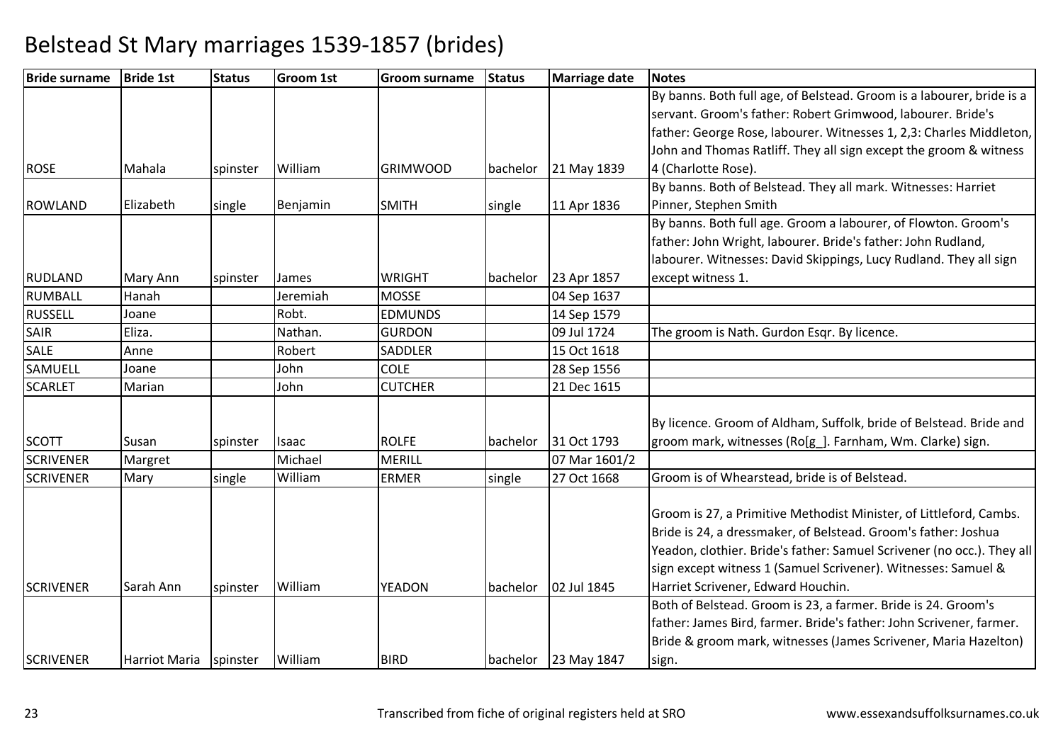# Belstead St Mary marriages 1539-1857 (brides)

| Bride surname | Bride 1st | Status | Groom 1st | Groom surname | Status | Marriage date | Notes |
|---|---|---|---|---|---|---|---|
| ROSE | Mahala | spinster | William | GRIMWOOD | bachelor | 21 May 1839 | By banns. Both full age, of Belstead. Groom is a labourer, bride is a servant. Groom's father: Robert Grimwood, labourer. Bride's father: George Rose, labourer. Witnesses 1, 2,3: Charles Middleton, John and Thomas Ratliff. They all sign except the groom & witness 4 (Charlotte Rose). |
| ROWLAND | Elizabeth | single | Benjamin | SMITH | single | 11 Apr 1836 | By banns. Both of Belstead. They all mark. Witnesses: Harriet Pinner, Stephen Smith |
| RUDLAND | Mary Ann | spinster | James | WRIGHT | bachelor | 23 Apr 1857 | By banns. Both full age. Groom a labourer, of Flowton. Groom's father: John Wright, labourer. Bride's father: John Rudland, labourer. Witnesses: David Skippings, Lucy Rudland. They all sign except witness 1. |
| RUMBALL | Hanah | | Jeremiah | MOSSE | | 04 Sep 1637 | |
| RUSSELL | Joane | | Robt. | EDMUNDS | | 14 Sep 1579 | |
| SAIR | Eliza. | | Nathan. | GURDON | | 09 Jul 1724 | The groom is Nath. Gurdon Esqr. By licence. |
| SALE | Anne | | Robert | SADDLER | | 15 Oct 1618 | |
| SAMUELL | Joane | | John | COLE | | 28 Sep 1556 | |
| SCARLET | Marian | | John | CUTCHER | | 21 Dec 1615 | |
| SCOTT | Susan | spinster | Isaac | ROLFE | bachelor | 31 Oct 1793 | By licence. Groom of Aldham, Suffolk, bride of Belstead. Bride and groom mark, witnesses (Ro[g_]. Farnham, Wm. Clarke) sign. |
| SCRIVENER | Margret | | Michael | MERILL | | 07 Mar 1601/2 | |
| SCRIVENER | Mary | single | William | ERMER | single | 27 Oct 1668 | Groom is of Whearstead, bride is of Belstead. |
| SCRIVENER | Sarah Ann | spinster | William | YEADON | bachelor | 02 Jul 1845 | Groom is 27, a Primitive Methodist Minister, of Littleford, Cambs. Bride is 24, a dressmaker, of Belstead. Groom's father: Joshua Yeadon, clothier. Bride's father: Samuel Scrivener (no occ.). They all sign except witness 1 (Samuel Scrivener). Witnesses: Samuel & Harriet Scrivener, Edward Houchin. |
| SCRIVENER | Harriot Maria | spinster | William | BIRD | bachelor | 23 May 1847 | Both of Belstead. Groom is 23, a farmer. Bride is 24. Groom's father: James Bird, farmer. Bride's father: John Scrivener, farmer. Bride & groom mark, witnesses (James Scrivener, Maria Hazelton) sign. |

Transcribed from fiche of original registers held at SRO

www.essexandsuffolksurnames.co.uk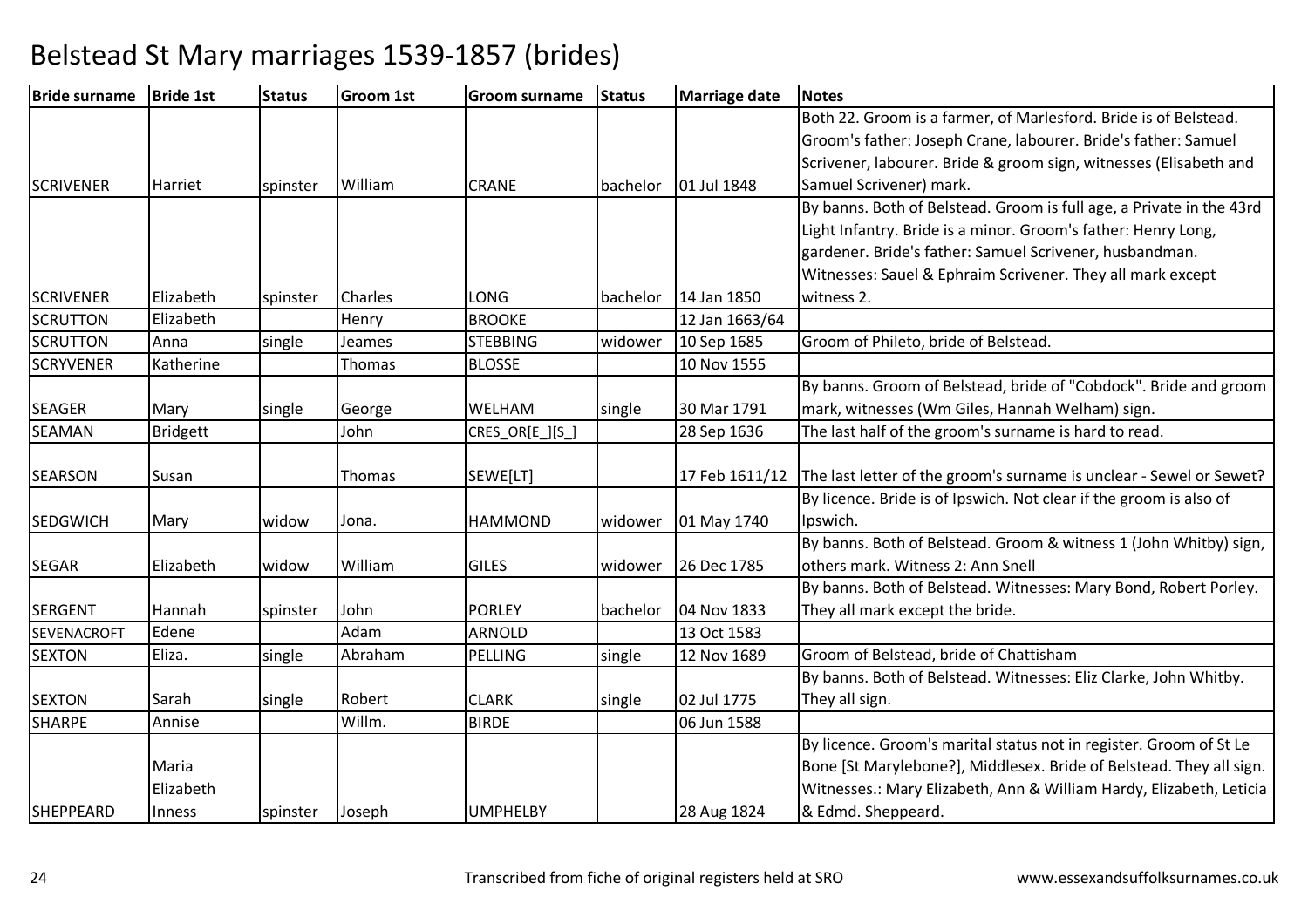# Belstead St Mary marriages 1539-1857 (brides)

| Bride surname | Bride 1st | Status | Groom 1st | Groom surname | Status | Marriage date | Notes |
|---|---|---|---|---|---|---|---|
| SCRIVENER | Harriet | spinster | William | CRANE | bachelor | 01 Jul 1848 | Both 22. Groom is a farmer, of Marlesford. Bride is of Belstead. Groom's father: Joseph Crane, labourer. Bride's father: Samuel Scrivener, labourer. Bride & groom sign, witnesses (Elisabeth and Samuel Scrivener) mark. |
| SCRIVENER | Elizabeth | spinster | Charles | LONG | bachelor | 14 Jan 1850 | By banns. Both of Belstead. Groom is full age, a Private in the 43rd Light Infantry. Bride is a minor. Groom's father: Henry Long, gardener. Bride's father: Samuel Scrivener, husbandman. Witnesses: Sauel & Ephraim Scrivener. They all mark except witness 2. |
| SCRUTTON | Elizabeth | | Henry | BROOKE | | 12 Jan 1663/64 | |
| SCRUTTON | Anna | single | Jeames | STEBBING | widower | 10 Sep 1685 | Groom of Phileto, bride of Belstead. |
| SCRYVENER | Katherine | | Thomas | BLOSSE | | 10 Nov 1555 | |
| SEAGER | Mary | single | George | WELHAM | single | 30 Mar 1791 | By banns. Groom of Belstead, bride of "Cobdock". Bride and groom mark, witnesses (Wm Giles, Hannah Welham) sign. |
| SEAMAN | Bridgett | | John | CRES_OR[E_][S_] | | 28 Sep 1636 | The last half of the groom's surname is hard to read. |
| SEARSON | Susan | | Thomas | SEWE[LT] | | 17 Feb 1611/12 | The last letter of the groom's surname is unclear - Sewel or Sewet? |
| SEDGWICH | Mary | widow | Jona. | HAMMOND | widower | 01 May 1740 | By licence. Bride is of Ipswich. Not clear if the groom is also of Ipswich. |
| SEGAR | Elizabeth | widow | William | GILES | widower | 26 Dec 1785 | By banns. Both of Belstead. Groom & witness 1 (John Whitby) sign, others mark. Witness 2: Ann Snell |
| SERGENT | Hannah | spinster | John | PORLEY | bachelor | 04 Nov 1833 | By banns. Both of Belstead. Witnesses: Mary Bond, Robert Porley. They all mark except the bride. |
| SEVENACROFT | Edene | | Adam | ARNOLD | | 13 Oct 1583 | |
| SEXTON | Eliza. | single | Abraham | PELLING | single | 12 Nov 1689 | Groom of Belstead, bride of Chattisham |
| SEXTON | Sarah | single | Robert | CLARK | single | 02 Jul 1775 | By banns. Both of Belstead. Witnesses: Eliz Clarke, John Whitby. They all sign. |
| SHARPE | Annise | | Willm. | BIRDE | | 06 Jun 1588 | |
| SHEPPEARD | Maria Elizabeth Inness | spinster | Joseph | UMPHELBY | | 28 Aug 1824 | By licence. Groom's marital status not in register. Groom of St Le Bone [St Marylebone?], Middlesex. Bride of Belstead. They all sign. Witnesses.: Mary Elizabeth, Ann & William Hardy, Elizabeth, Leticia & Edmd. Sheppeard. |

Transcribed from fiche of original registers held at SRO

www.essexandsuffolksurnames.co.uk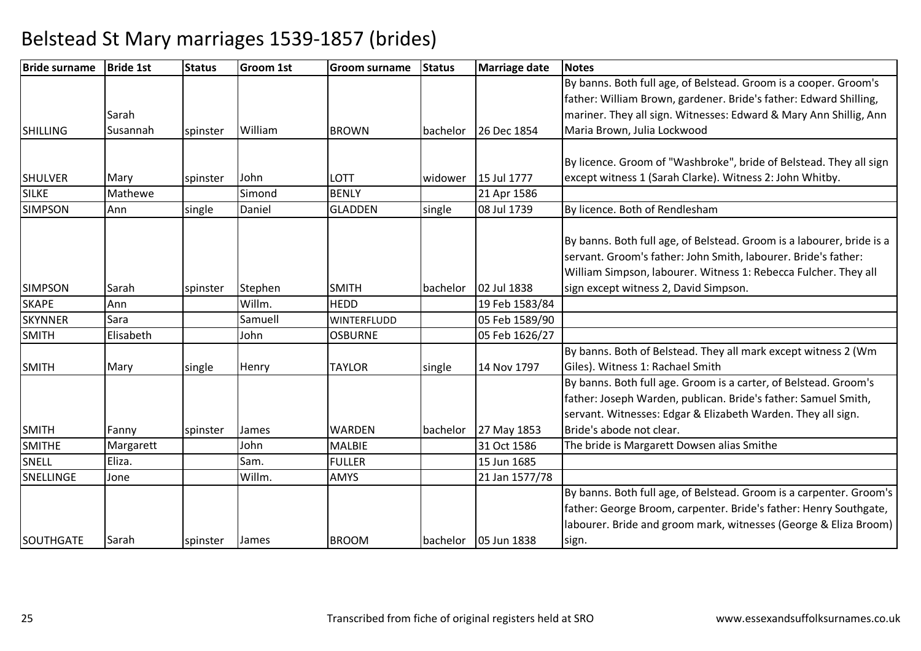# Belstead St Mary marriages 1539-1857 (brides)

| Bride surname | Bride 1st | Status | Groom 1st | Groom surname | Status | Marriage date | Notes |
|---|---|---|---|---|---|---|---|
| SHILLING | Sarah Susannah | spinster | William | BROWN | bachelor | 26 Dec 1854 | By banns. Both full age, of Belstead. Groom is a cooper. Groom's father: William Brown, gardener. Bride's father: Edward Shilling, mariner. They all sign. Witnesses: Edward & Mary Ann Shillig, Ann Maria Brown, Julia Lockwood |
| SHULVER | Mary | spinster | John | LOTT | widower | 15 Jul 1777 | By licence. Groom of "Washbroke", bride of Belstead. They all sign except witness 1 (Sarah Clarke). Witness 2: John Whitby. |
| SILKE | Mathewe | | Simond | BENLY | | 21 Apr 1586 | |
| SIMPSON | Ann | single | Daniel | GLADDEN | single | 08 Jul 1739 | By licence. Both of Rendlesham |
| SIMPSON | Sarah | spinster | Stephen | SMITH | bachelor | 02 Jul 1838 | By banns. Both full age, of Belstead. Groom is a labourer, bride is a servant. Groom's father: John Smith, labourer. Bride's father: William Simpson, labourer. Witness 1: Rebecca Fulcher. They all sign except witness 2, David Simpson. |
| SKAPE | Ann | | Willm. | HEDD | | 19 Feb 1583/84 | |
| SKYNNER | Sara | | Samuell | WINTERFLUDD | | 05 Feb 1589/90 | |
| SMITH | Elisabeth | | John | OSBURNE | | 05 Feb 1626/27 | |
| SMITH | Mary | single | Henry | TAYLOR | single | 14 Nov 1797 | By banns. Both of Belstead. They all mark except witness 2 (Wm Giles). Witness 1: Rachael Smith |
| SMITH | Fanny | spinster | James | WARDEN | bachelor | 27 May 1853 | By banns. Both full age. Groom is a carter, of Belstead. Groom's father: Joseph Warden, publican. Bride's father: Samuel Smith, servant. Witnesses: Edgar & Elizabeth Warden. They all sign. Bride's abode not clear. |
| SMITHE | Margarett | | John | MALBIE | | 31 Oct 1586 | The bride is Margarett Dowsen alias Smithe |
| SNELL | Eliza. | | Sam. | FULLER | | 15 Jun 1685 | |
| SNELLINGE | Jone | | Willm. | AMYS | | 21 Jan 1577/78 | |
| SOUTHGATE | Sarah | spinster | James | BROOM | bachelor | 05 Jun 1838 | By banns. Both full age, of Belstead. Groom is a carpenter. Groom's father: George Broom, carpenter. Bride's father: Henry Southgate, labourer. Bride and groom mark, witnesses (George & Eliza Broom) sign. |

Transcribed from fiche of original registers held at SRO — www.essexandsuffolksurnames.co.uk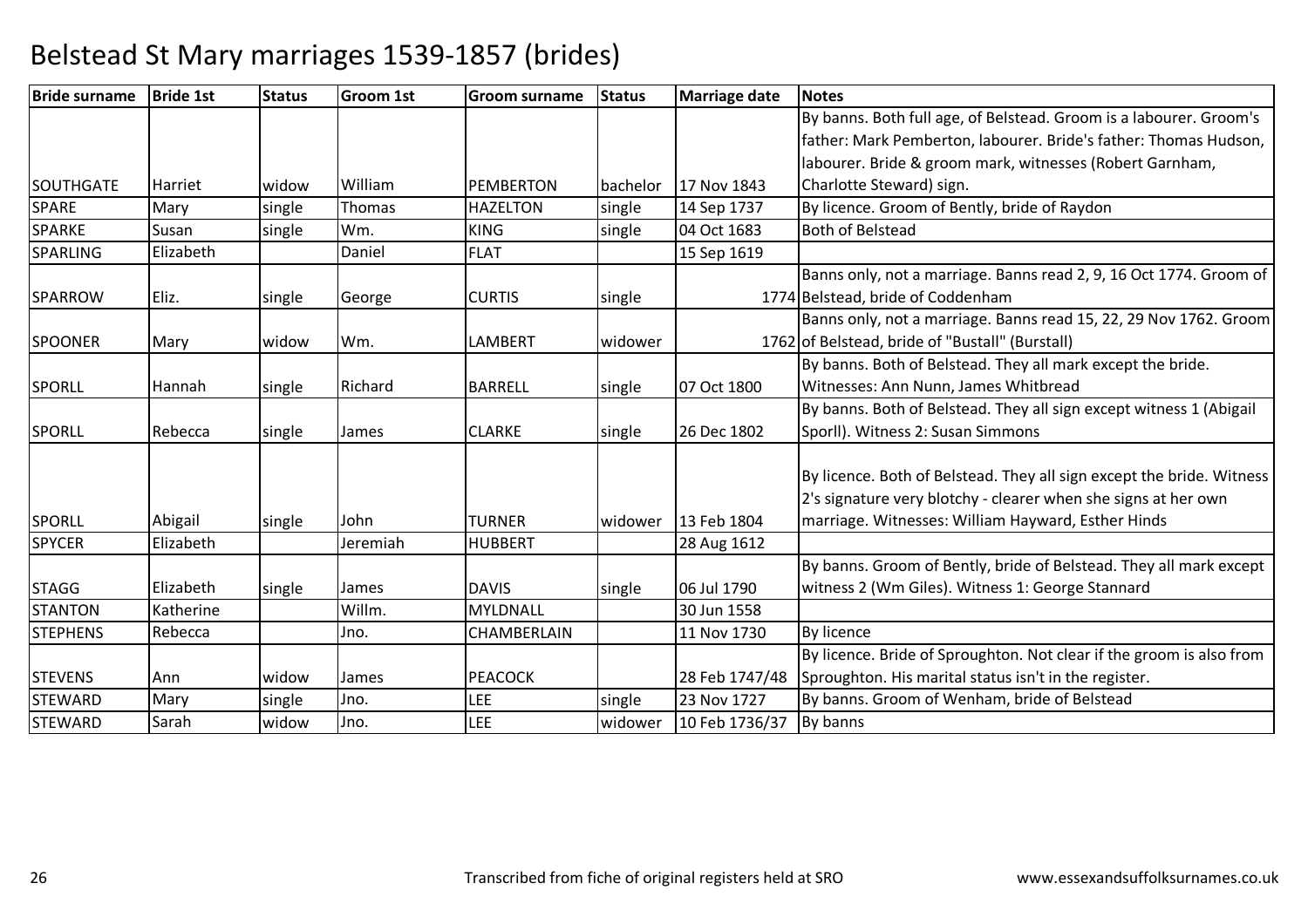# Belstead St Mary marriages 1539-1857 (brides)

| Bride surname | Bride 1st | Status | Groom 1st | Groom surname | Status | Marriage date | Notes |
|---|---|---|---|---|---|---|---|
| SOUTHGATE | Harriet | widow | William | PEMBERTON | bachelor | 17 Nov 1843 | By banns. Both full age, of Belstead. Groom is a labourer. Groom's father: Mark Pemberton, labourer. Bride's father: Thomas Hudson, labourer. Bride & groom mark, witnesses (Robert Garnham, Charlotte Steward) sign. |
| SPARE | Mary | single | Thomas | HAZELTON | single | 14 Sep 1737 | By licence. Groom of Bently, bride of Raydon |
| SPARKE | Susan | single | Wm. | KING | single | 04 Oct 1683 | Both of Belstead |
| SPARLING | Elizabeth | | Daniel | FLAT | | 15 Sep 1619 | |
| SPARROW | Eliz. | single | George | CURTIS | single | 1774 | Banns only, not a marriage. Banns read 2, 9, 16 Oct 1774. Groom of Belstead, bride of Coddenham |
| SPOONER | Mary | widow | Wm. | LAMBERT | widower | 1762 | Banns only, not a marriage. Banns read 15, 22, 29 Nov 1762. Groom of Belstead, bride of "Bustall" (Burstall) |
| SPORLL | Hannah | single | Richard | BARRELL | single | 07 Oct 1800 | By banns. Both of Belstead. They all mark except the bride. Witnesses: Ann Nunn, James Whitbread |
| SPORLL | Rebecca | single | James | CLARKE | single | 26 Dec 1802 | By banns. Both of Belstead. They all sign except witness 1 (Abigail Sporll). Witness 2: Susan Simmons |
| SPORLL | Abigail | single | John | TURNER | widower | 13 Feb 1804 | By licence. Both of Belstead. They all sign except the bride. Witness 2's signature very blotchy - clearer when she signs at her own marriage. Witnesses: William Hayward, Esther Hinds |
| SPYCER | Elizabeth | | Jeremiah | HUBBERT | | 28 Aug 1612 | |
| STAGG | Elizabeth | single | James | DAVIS | single | 06 Jul 1790 | By banns. Groom of Bently, bride of Belstead. They all mark except witness 2 (Wm Giles). Witness 1: George Stannard |
| STANTON | Katherine | | Willm. | MYLDNALL | | 30 Jun 1558 | |
| STEPHENS | Rebecca | | Jno. | CHAMBERLAIN | | 11 Nov 1730 | By licence |
| STEVENS | Ann | widow | James | PEACOCK | | 28 Feb 1747/48 | By licence. Bride of Sproughton. Not clear if the groom is also from Sproughton. His marital status isn't in the register. |
| STEWARD | Mary | single | Jno. | LEE | single | 23 Nov 1727 | By banns. Groom of Wenham, bride of Belstead |
| STEWARD | Sarah | widow | Jno. | LEE | widower | 10 Feb 1736/37 | By banns |

Transcribed from fiche of original registers held at SRO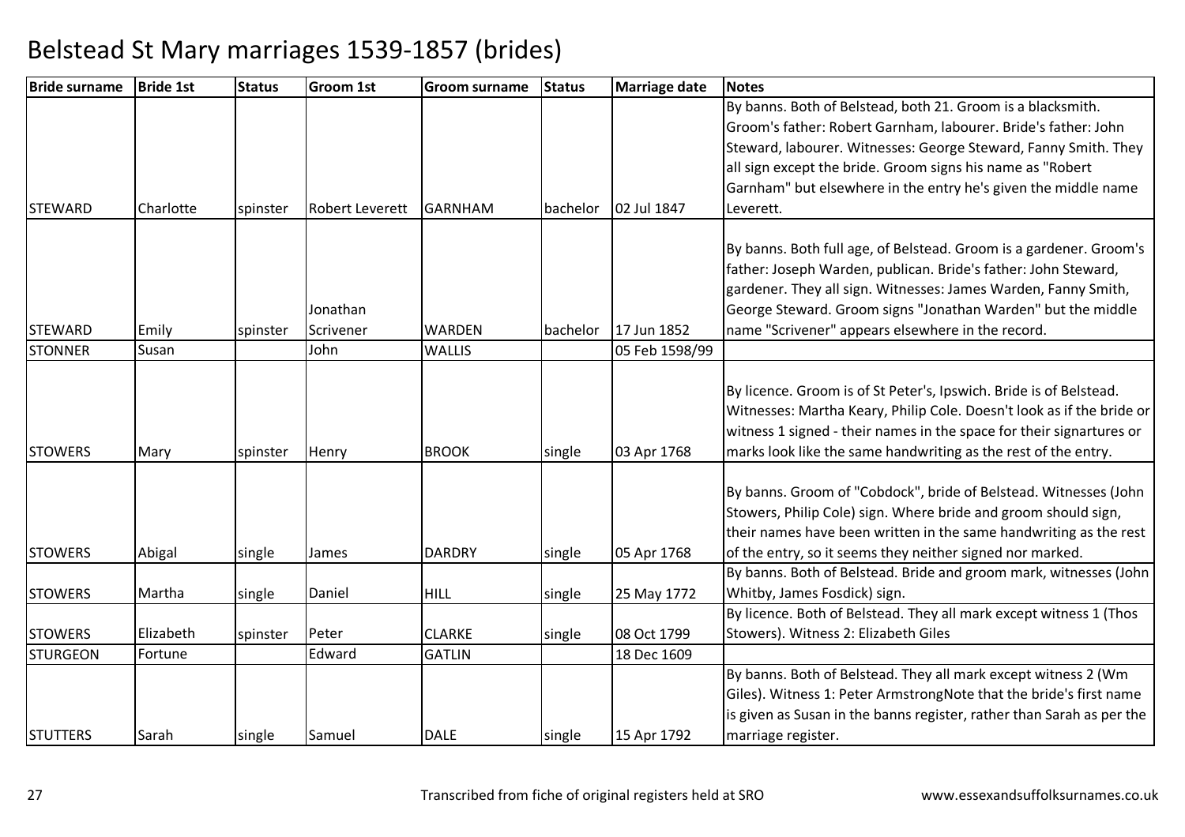# Belstead St Mary marriages 1539-1857 (brides)

| Bride surname | Bride 1st | Status | Groom 1st | Groom surname | Status | Marriage date | Notes |
|---|---|---|---|---|---|---|---|
| STEWARD | Charlotte | spinster | Robert Leverett | GARNHAM | bachelor | 02 Jul 1847 | By banns. Both of Belstead, both 21. Groom is a blacksmith. Groom's father: Robert Garnham, labourer. Bride's father: John Steward, labourer. Witnesses: George Steward, Fanny Smith. They all sign except the bride. Groom signs his name as "Robert Garnham" but elsewhere in the entry he's given the middle name Leverett. |
| STEWARD | Emily | spinster | Jonathan Scrivener | WARDEN | bachelor | 17 Jun 1852 | By banns. Both full age, of Belstead. Groom is a gardener. Groom's father: Joseph Warden, publican. Bride's father: John Steward, gardener. They all sign. Witnesses: James Warden, Fanny Smith, George Steward. Groom signs "Jonathan Warden" but the middle name "Scrivener" appears elsewhere in the record. |
| STONNER | Susan | | John | WALLIS | | 05 Feb 1598/99 | |
| STOWERS | Mary | spinster | Henry | BROOK | single | 03 Apr 1768 | By licence. Groom is of St Peter's, Ipswich. Bride is of Belstead. Witnesses: Martha Keary, Philip Cole. Doesn't look as if the bride or witness 1 signed - their names in the space for their signartures or marks look like the same handwriting as the rest of the entry. |
| STOWERS | Abigal | single | James | DARDRY | single | 05 Apr 1768 | By banns. Groom of "Cobdock", bride of Belstead. Witnesses (John Stowers, Philip Cole) sign. Where bride and groom should sign, their names have been written in the same handwriting as the rest of the entry, so it seems they neither signed nor marked. |
| STOWERS | Martha | single | Daniel | HILL | single | 25 May 1772 | By banns. Both of Belstead. Bride and groom mark, witnesses (John Whitby, James Fosdick) sign. |
| STOWERS | Elizabeth | spinster | Peter | CLARKE | single | 08 Oct 1799 | By licence. Both of Belstead. They all mark except witness 1 (Thos Stowers). Witness 2: Elizabeth Giles |
| STURGEON | Fortune | | Edward | GATLIN | | 18 Dec 1609 | |
| STUTTERS | Sarah | single | Samuel | DALE | single | 15 Apr 1792 | By banns. Both of Belstead. They all mark except witness 2 (Wm Giles). Witness 1: Peter ArmstrongNote that the bride's first name is given as Susan in the banns register, rather than Sarah as per the marriage register. |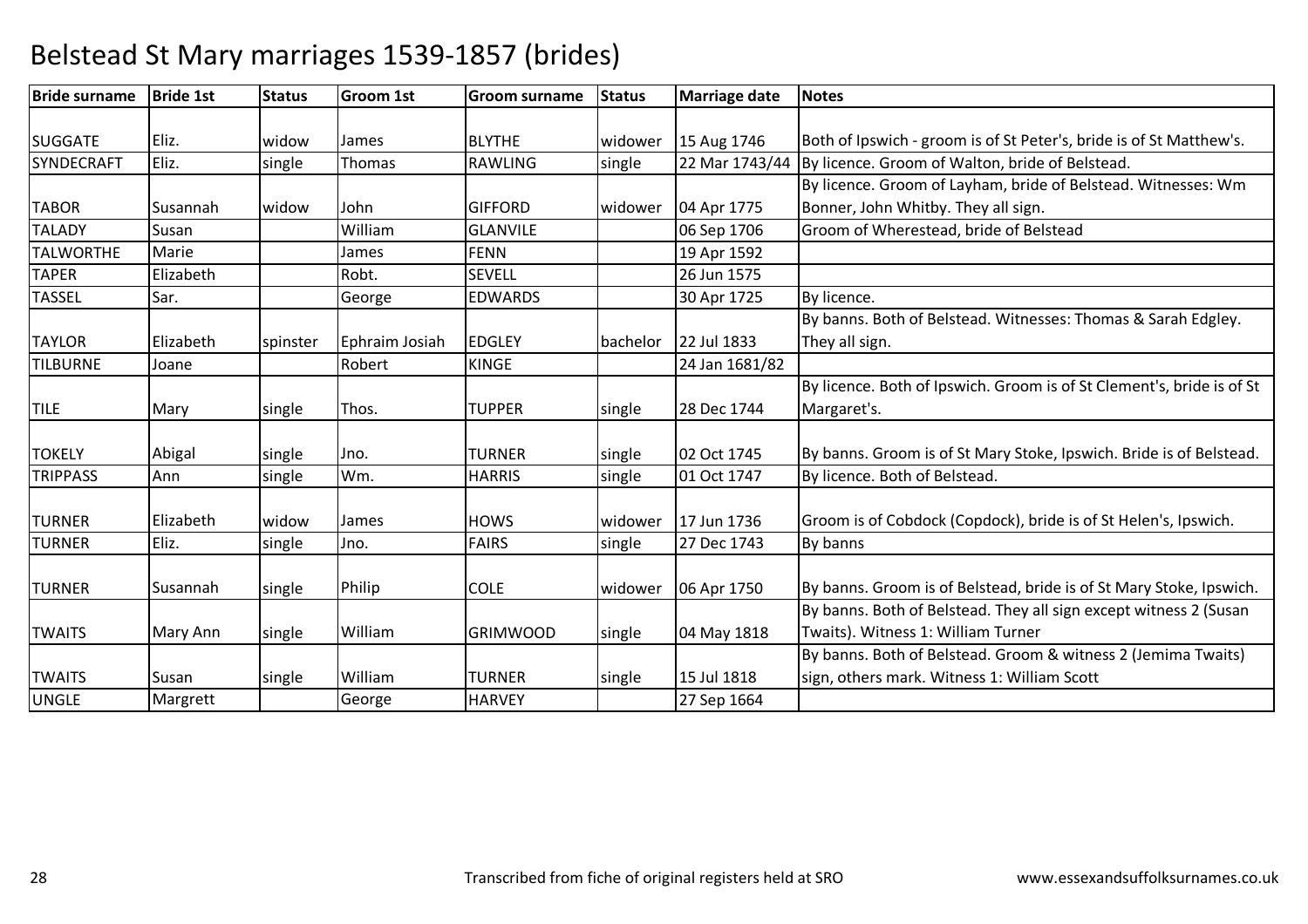# Belstead St Mary marriages 1539-1857 (brides)

| Bride surname | Bride 1st | Status | Groom 1st | Groom surname | Status | Marriage date | Notes |
|---|---|---|---|---|---|---|---|
| SUGGATE | Eliz. | widow | James | BLYTHE | widower | 15 Aug 1746 | Both of Ipswich - groom is of St Peter's, bride is of St Matthew's. |
| SYNDECRAFT | Eliz. | single | Thomas | RAWLING | single | 22 Mar 1743/44 | By licence. Groom of Walton, bride of Belstead. |
| TABOR | Susannah | widow | John | GIFFORD | widower | 04 Apr 1775 | By licence. Groom of Layham, bride of Belstead. Witnesses: Wm Bonner, John Whitby. They all sign. |
| TALADY | Susan | | William | GLANVILE | | 06 Sep 1706 | Groom of Wherestead, bride of Belstead |
| TALWORTHE | Marie | | James | FENN | | 19 Apr 1592 | |
| TAPER | Elizabeth | | Robt. | SEVELL | | 26 Jun 1575 | |
| TASSEL | Sar. | | George | EDWARDS | | 30 Apr 1725 | By licence. |
| TAYLOR | Elizabeth | spinster | Ephraim Josiah | EDGLEY | bachelor | 22 Jul 1833 | By banns. Both of Belstead. Witnesses: Thomas & Sarah Edgley. They all sign. |
| TILBURNE | Joane | | Robert | KINGE | | 24 Jan 1681/82 | |
| TILE | Mary | single | Thos. | TUPPER | single | 28 Dec 1744 | By licence. Both of Ipswich. Groom is of St Clement's, bride is of St Margaret's. |
| TOKELY | Abigal | single | Jno. | TURNER | single | 02 Oct 1745 | By banns. Groom is of St Mary Stoke, Ipswich. Bride is of Belstead. |
| TRIPPASS | Ann | single | Wm. | HARRIS | single | 01 Oct 1747 | By licence. Both of Belstead. |
| TURNER | Elizabeth | widow | James | HOWS | widower | 17 Jun 1736 | Groom is of Cobdock (Copdock), bride is of St Helen's, Ipswich. |
| TURNER | Eliz. | single | Jno. | FAIRS | single | 27 Dec 1743 | By banns |
| TURNER | Susannah | single | Philip | COLE | widower | 06 Apr 1750 | By banns. Groom is of Belstead, bride is of St Mary Stoke, Ipswich. |
| TWAITS | Mary Ann | single | William | GRIMWOOD | single | 04 May 1818 | By banns. Both of Belstead. They all sign except witness 2 (Susan Twaits). Witness 1: William Turner |
| TWAITS | Susan | single | William | TURNER | single | 15 Jul 1818 | By banns. Both of Belstead. Groom & witness 2 (Jemima Twaits) sign, others mark. Witness 1: William Scott |
| UNGLE | Margrett | | George | HARVEY | | 27 Sep 1664 | |

Transcribed from fiche of original registers held at SRO

www.essexandsuffolksurnames.co.uk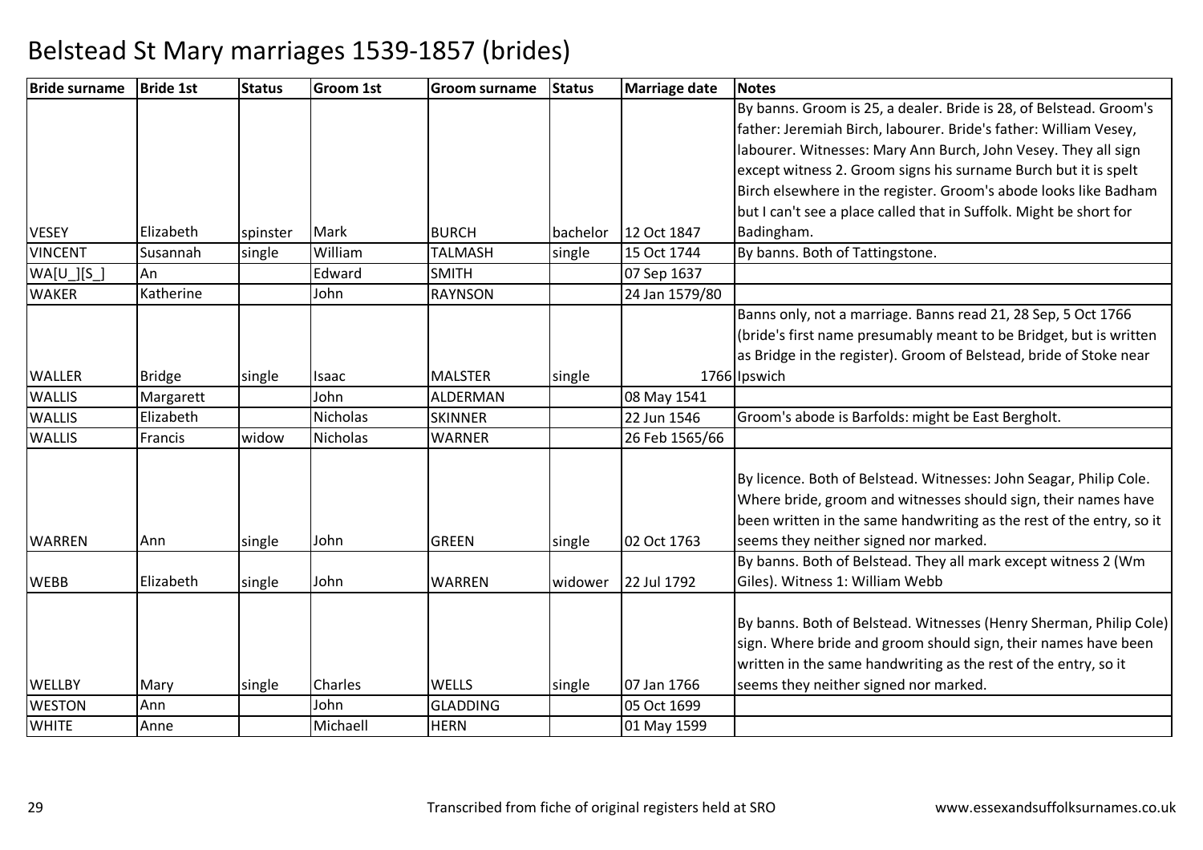# Belstead St Mary marriages 1539-1857 (brides)

| Bride surname | Bride 1st | Status | Groom 1st | Groom surname | Status | Marriage date | Notes |
|---|---|---|---|---|---|---|---|
| VESEY | Elizabeth | spinster | Mark | BURCH | bachelor | 12 Oct 1847 | By banns. Groom is 25, a dealer. Bride is 28, of Belstead. Groom's father: Jeremiah Birch, labourer. Bride's father: William Vesey, labourer. Witnesses: Mary Ann Burch, John Vesey. They all sign except witness 2. Groom signs his surname Burch but it is spelt Birch elsewhere in the register. Groom's abode looks like Badham but I can't see a place called that in Suffolk. Might be short for Badingham. |
| VINCENT | Susannah | single | William | TALMASH | single | 15 Oct 1744 | By banns. Both of Tattingstone. |
| WA[U_][S_] | An | | Edward | SMITH | | 07 Sep 1637 | |
| WAKER | Katherine | | John | RAYNSON | | 24 Jan 1579/80 | |
| WALLER | Bridge | single | Isaac | MALSTER | single | 1766 | Banns only, not a marriage. Banns read 21, 28 Sep, 5 Oct 1766 (bride's first name presumably meant to be Bridget, but is written as Bridge in the register). Groom of Belstead, bride of Stoke near Ipswich |
| WALLIS | Margarett | | John | ALDERMAN | | 08 May 1541 | |
| WALLIS | Elizabeth | | Nicholas | SKINNER | | 22 Jun 1546 | Groom's abode is Barfolds: might be East Bergholt. |
| WALLIS | Francis | widow | Nicholas | WARNER | | 26 Feb 1565/66 | |
| WARREN | Ann | single | John | GREEN | single | 02 Oct 1763 | By licence. Both of Belstead. Witnesses: John Seagar, Philip Cole. Where bride, groom and witnesses should sign, their names have been written in the same handwriting as the rest of the entry, so it seems they neither signed nor marked. |
| WEBB | Elizabeth | single | John | WARREN | widower | 22 Jul 1792 | By banns. Both of Belstead. They all mark except witness 2 (Wm Giles). Witness 1: William Webb |
| WELLBY | Mary | single | Charles | WELLS | single | 07 Jan 1766 | By banns. Both of Belstead. Witnesses (Henry Sherman, Philip Cole) sign. Where bride and groom should sign, their names have been written in the same handwriting as the rest of the entry, so it seems they neither signed nor marked. |
| WESTON | Ann | | John | GLADDING | | 05 Oct 1699 | |
| WHITE | Anne | | Michaell | HERN | | 01 May 1599 | |

Transcribed from fiche of original registers held at SRO — www.essexandsuffolksurnames.co.uk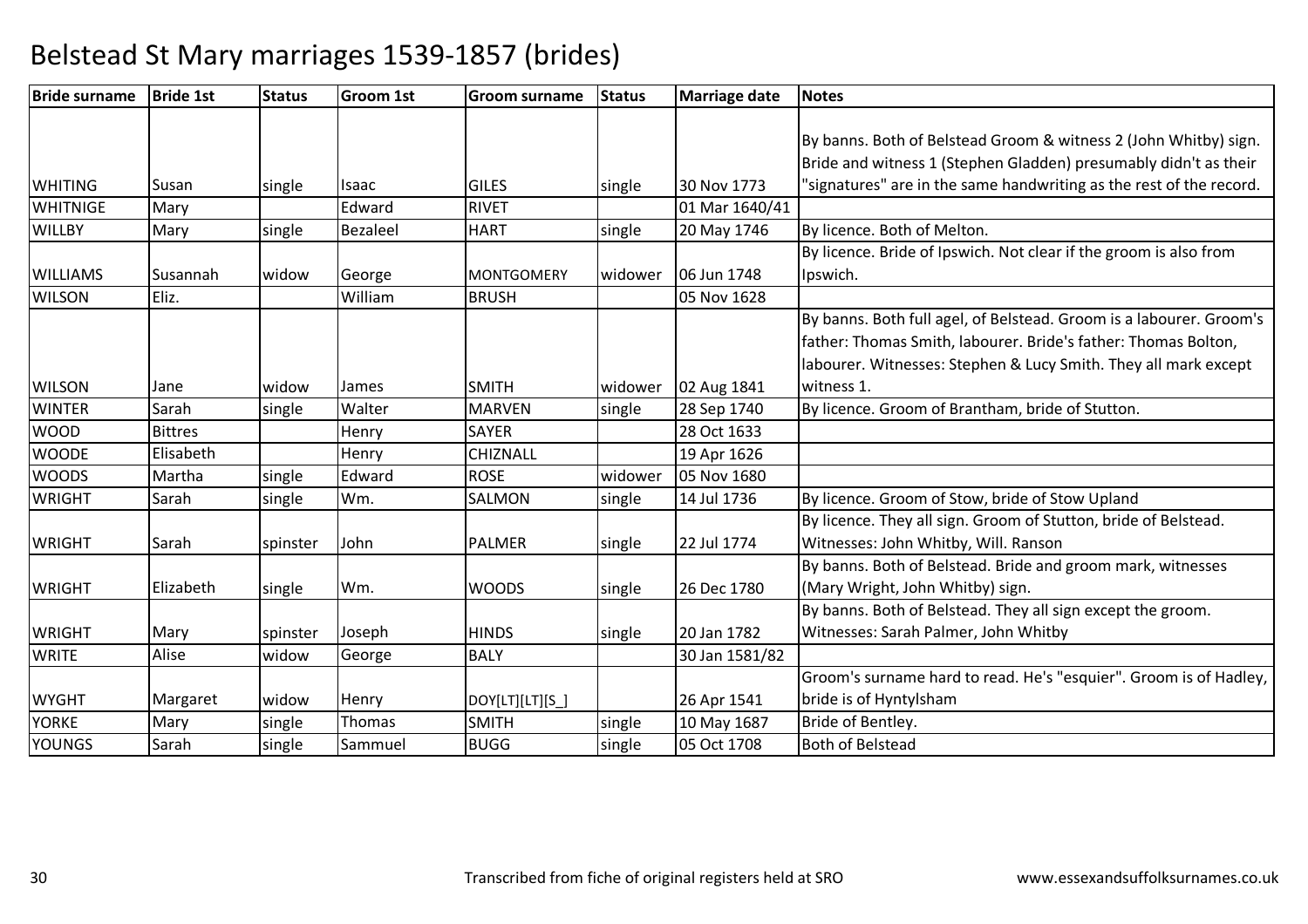# Belstead St Mary marriages 1539-1857 (brides)

| Bride surname | Bride 1st | Status | Groom 1st | Groom surname | Status | Marriage date | Notes |
|---|---|---|---|---|---|---|---|
| WHITING | Susan | single | Isaac | GILES | single | 30 Nov 1773 | By banns. Both of Belstead Groom & witness 2 (John Whitby) sign. Bride and witness 1 (Stephen Gladden) presumably didn't as their "signatures" are in the same handwriting as the rest of the record. |
| WHITNIGE | Mary | | Edward | RIVET | | 01 Mar 1640/41 | |
| WILLBY | Mary | single | Bezaleel | HART | single | 20 May 1746 | By licence. Both of Melton. |
| WILLIAMS | Susannah | widow | George | MONTGOMERY | widower | 06 Jun 1748 | By licence. Bride of Ipswich. Not clear if the groom is also from Ipswich. |
| WILSON | Eliz. | | William | BRUSH | | 05 Nov 1628 | |
| WILSON | Jane | widow | James | SMITH | widower | 02 Aug 1841 | By banns. Both full agel, of Belstead. Groom is a labourer. Groom's father: Thomas Smith, labourer. Bride's father: Thomas Bolton, labourer. Witnesses: Stephen & Lucy Smith. They all mark except witness 1. |
| WINTER | Sarah | single | Walter | MARVEN | single | 28 Sep 1740 | By licence. Groom of Brantham, bride of Stutton. |
| WOOD | Bittres | | Henry | SAYER | | 28 Oct 1633 | |
| WOODE | Elisabeth | | Henry | CHIZNALL | | 19 Apr 1626 | |
| WOODS | Martha | single | Edward | ROSE | widower | 05 Nov 1680 | |
| WRIGHT | Sarah | single | Wm. | SALMON | single | 14 Jul 1736 | By licence. Groom of Stow, bride of Stow Upland |
| WRIGHT | Sarah | spinster | John | PALMER | single | 22 Jul 1774 | By licence. They all sign. Groom of Stutton, bride of Belstead. Witnesses: John Whitby, Will. Ranson |
| WRIGHT | Elizabeth | single | Wm. | WOODS | single | 26 Dec 1780 | By banns. Both of Belstead. Bride and groom mark, witnesses (Mary Wright, John Whitby) sign. |
| WRIGHT | Mary | spinster | Joseph | HINDS | single | 20 Jan 1782 | By banns. Both of Belstead. They all sign except the groom. Witnesses: Sarah Palmer, John Whitby |
| WRITE | Alise | widow | George | BALY | | 30 Jan 1581/82 | |
| WYGHT | Margaret | widow | Henry | DOY[LT][LT][S_] | | 26 Apr 1541 | Groom's surname hard to read. He's "esquier". Groom is of Hadley, bride is of Hyntylsham |
| YORKE | Mary | single | Thomas | SMITH | single | 10 May 1687 | Bride of Bentley. |
| YOUNGS | Sarah | single | Sammuel | BUGG | single | 05 Oct 1708 | Both of Belstead |

Transcribed from fiche of original registers held at SRO

www.essexandsuffolksurnames.co.uk